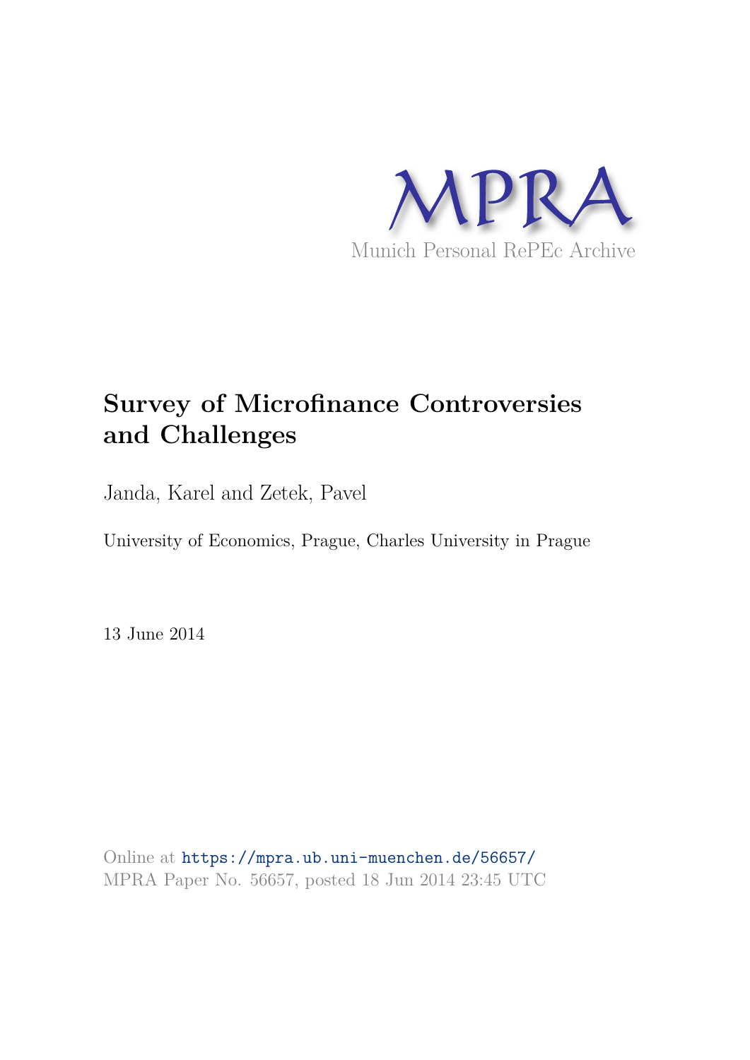MPRA

Munich Personal RePEc Archive

# Survey of Microfinance Controversies and Challenges

Janda, Karel and Zetek, Pavel

University of Economics, Prague, Charles University in Prague

13 June 2014

Online at https://mpra.ub.uni-muenchen.de/56657/
MPRA Paper No. 56657, posted 18 Jun 2014 23:45 UTC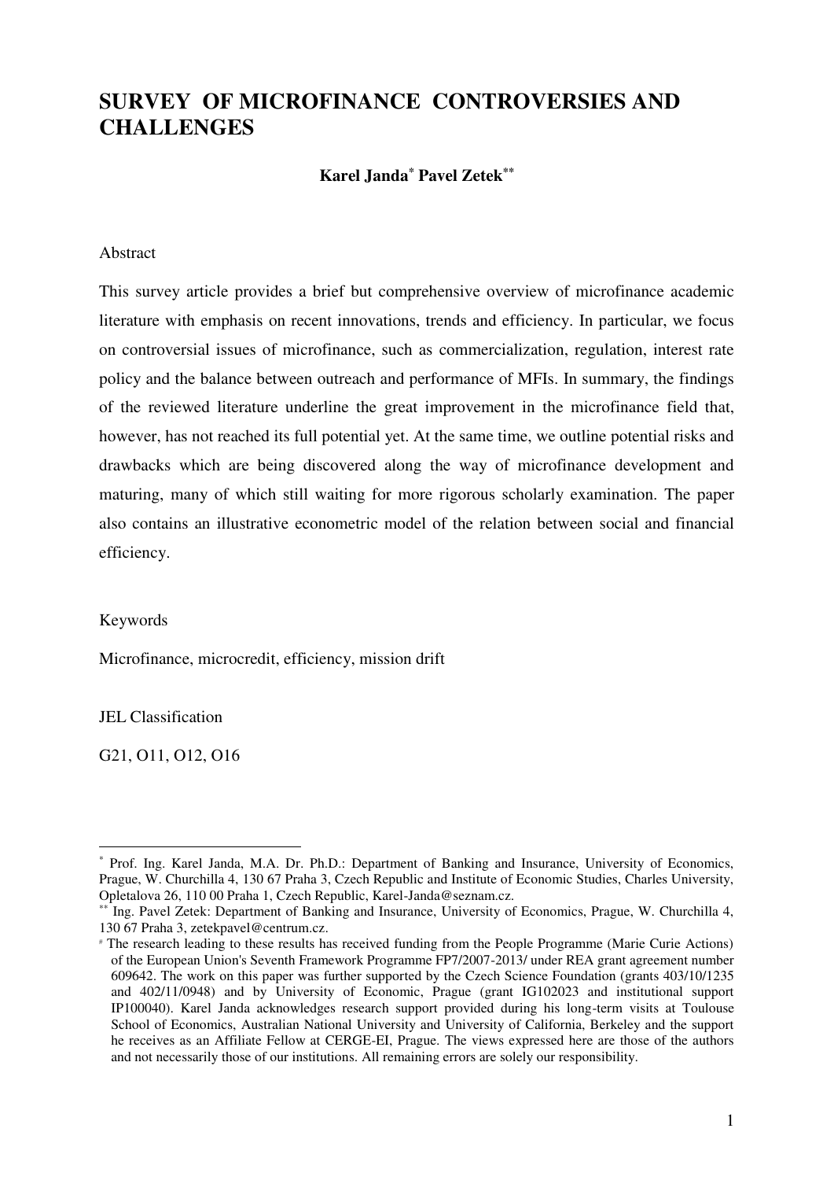# SURVEY OF MICROFINANCE CONTROVERSIES AND CHALLENGES

**Karel Janda[*] Pavel Zetek[**]**

Abstract

This survey article provides a brief but comprehensive overview of microfinance academic literature with emphasis on recent innovations, trends and efficiency. In particular, we focus on controversial issues of microfinance, such as commercialization, regulation, interest rate policy and the balance between outreach and performance of MFIs. In summary, the findings of the reviewed literature underline the great improvement in the microfinance field that, however, has not reached its full potential yet. At the same time, we outline potential risks and drawbacks which are being discovered along the way of microfinance development and maturing, many of which still waiting for more rigorous scholarly examination. The paper also contains an illustrative econometric model of the relation between social and financial efficiency.

Keywords

Microfinance, microcredit, efficiency, mission drift

JEL Classification

G21, O11, O12, O16

---

[*] Prof. Ing. Karel Janda, M.A. Dr. Ph.D.: Department of Banking and Insurance, University of Economics, Prague, W. Churchilla 4, 130 67 Praha 3, Czech Republic and Institute of Economic Studies, Charles University, Opletalova 26, 110 00 Praha 1, Czech Republic, Karel-Janda@seznam.cz.

[**] Ing. Pavel Zetek: Department of Banking and Insurance, University of Economics, Prague, W. Churchilla 4, 130 67 Praha 3, zetekpavel@centrum.cz.

[#] The research leading to these results has received funding from the People Programme (Marie Curie Actions) of the European Union's Seventh Framework Programme FP7/2007-2013/ under REA grant agreement number 609642. The work on this paper was further supported by the Czech Science Foundation (grants 403/10/1235 and 402/11/0948) and by University of Economic, Prague (grant IG102023 and institutional support IP100040). Karel Janda acknowledges research support provided during his long-term visits at Toulouse School of Economics, Australian National University and University of California, Berkeley and the support he receives as an Affiliate Fellow at CERGE-EI, Prague. The views expressed here are those of the authors and not necessarily those of our institutions. All remaining errors are solely our responsibility.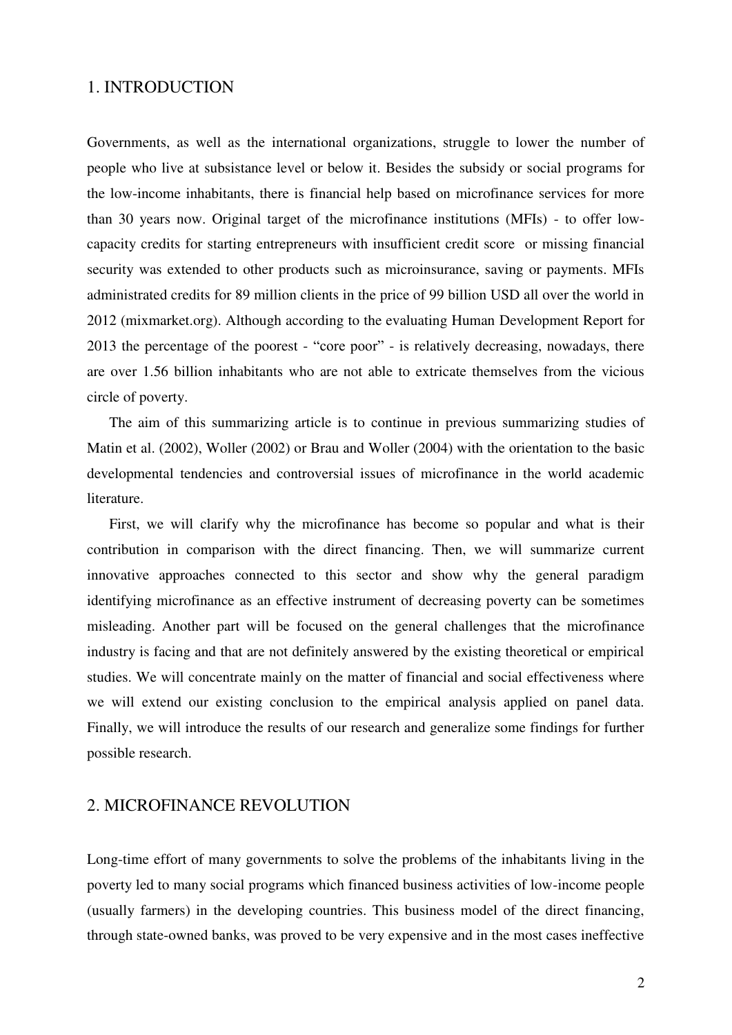## 1. INTRODUCTION

Governments, as well as the international organizations, struggle to lower the number of people who live at subsistance level or below it. Besides the subsidy or social programs for the low-income inhabitants, there is financial help based on microfinance services for more than 30 years now. Original target of the microfinance institutions (MFIs) - to offer low-capacity credits for starting entrepreneurs with insufficient credit score or missing financial security was extended to other products such as microinsurance, saving or payments. MFIs administrated credits for 89 million clients in the price of 99 billion USD all over the world in 2012 (mixmarket.org). Although according to the evaluating Human Development Report for 2013 the percentage of the poorest - "core poor" - is relatively decreasing, nowadays, there are over 1.56 billion inhabitants who are not able to extricate themselves from the vicious circle of poverty.

The aim of this summarizing article is to continue in previous summarizing studies of Matin et al. (2002), Woller (2002) or Brau and Woller (2004) with the orientation to the basic developmental tendencies and controversial issues of microfinance in the world academic literature.

First, we will clarify why the microfinance has become so popular and what is their contribution in comparison with the direct financing. Then, we will summarize current innovative approaches connected to this sector and show why the general paradigm identifying microfinance as an effective instrument of decreasing poverty can be sometimes misleading. Another part will be focused on the general challenges that the microfinance industry is facing and that are not definitely answered by the existing theoretical or empirical studies. We will concentrate mainly on the matter of financial and social effectiveness where we will extend our existing conclusion to the empirical analysis applied on panel data. Finally, we will introduce the results of our research and generalize some findings for further possible research.

## 2. MICROFINANCE REVOLUTION

Long-time effort of many governments to solve the problems of the inhabitants living in the poverty led to many social programs which financed business activities of low-income people (usually farmers) in the developing countries. This business model of the direct financing, through state-owned banks, was proved to be very expensive and in the most cases ineffective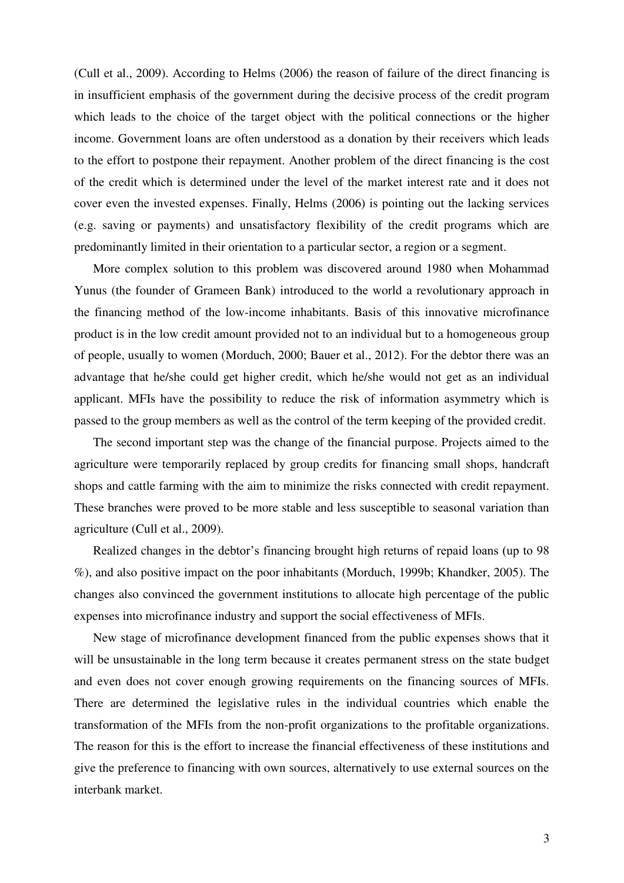(Cull et al., 2009). According to Helms (2006) the reason of failure of the direct financing is in insufficient emphasis of the government during the decisive process of the credit program which leads to the choice of the target object with the political connections or the higher income. Government loans are often understood as a donation by their receivers which leads to the effort to postpone their repayment. Another problem of the direct financing is the cost of the credit which is determined under the level of the market interest rate and it does not cover even the invested expenses. Finally, Helms (2006) is pointing out the lacking services (e.g. saving or payments) and unsatisfactory flexibility of the credit programs which are predominantly limited in their orientation to a particular sector, a region or a segment.

More complex solution to this problem was discovered around 1980 when Mohammad Yunus (the founder of Grameen Bank) introduced to the world a revolutionary approach in the financing method of the low-income inhabitants. Basis of this innovative microfinance product is in the low credit amount provided not to an individual but to a homogeneous group of people, usually to women (Morduch, 2000; Bauer et al., 2012). For the debtor there was an advantage that he/she could get higher credit, which he/she would not get as an individual applicant. MFIs have the possibility to reduce the risk of information asymmetry which is passed to the group members as well as the control of the term keeping of the provided credit.

The second important step was the change of the financial purpose. Projects aimed to the agriculture were temporarily replaced by group credits for financing small shops, handcraft shops and cattle farming with the aim to minimize the risks connected with credit repayment. These branches were proved to be more stable and less susceptible to seasonal variation than agriculture (Cull et al., 2009).

Realized changes in the debtor's financing brought high returns of repaid loans (up to 98 %), and also positive impact on the poor inhabitants (Morduch, 1999b; Khandker, 2005). The changes also convinced the government institutions to allocate high percentage of the public expenses into microfinance industry and support the social effectiveness of MFIs.

New stage of microfinance development financed from the public expenses shows that it will be unsustainable in the long term because it creates permanent stress on the state budget and even does not cover enough growing requirements on the financing sources of MFIs. There are determined the legislative rules in the individual countries which enable the transformation of the MFIs from the non-profit organizations to the profitable organizations. The reason for this is the effort to increase the financial effectiveness of these institutions and give the preference to financing with own sources, alternatively to use external sources on the interbank market.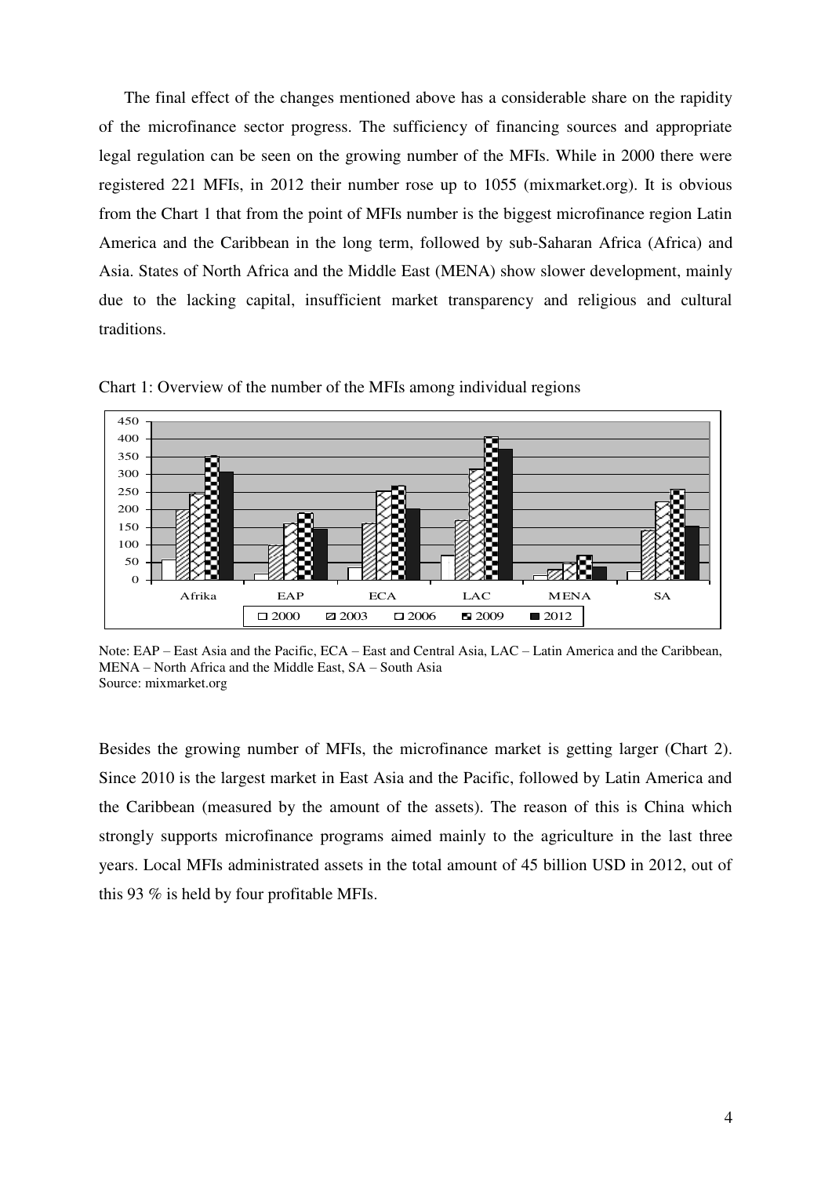The final effect of the changes mentioned above has a considerable share on the rapidity of the microfinance sector progress. The sufficiency of financing sources and appropriate legal regulation can be seen on the growing number of the MFIs. While in 2000 there were registered 221 MFIs, in 2012 their number rose up to 1055 (mixmarket.org). It is obvious from the Chart 1 that from the point of MFIs number is the biggest microfinance region Latin America and the Caribbean in the long term, followed by sub-Saharan Africa (Africa) and Asia. States of North Africa and the Middle East (MENA) show slower development, mainly due to the lacking capital, insufficient market transparency and religious and cultural traditions.

Chart 1: Overview of the number of the MFIs among individual regions

Note: EAP – East Asia and the Pacific, ECA – East and Central Asia, LAC – Latin America and the Caribbean, MENA – North Africa and the Middle East, SA – South Asia
Source: mixmarket.org

Besides the growing number of MFIs, the microfinance market is getting larger (Chart 2). Since 2010 is the largest market in East Asia and the Pacific, followed by Latin America and the Caribbean (measured by the amount of the assets). The reason of this is China which strongly supports microfinance programs aimed mainly to the agriculture in the last three years. Local MFIs administrated assets in the total amount of 45 billion USD in 2012, out of this 93 % is held by four profitable MFIs.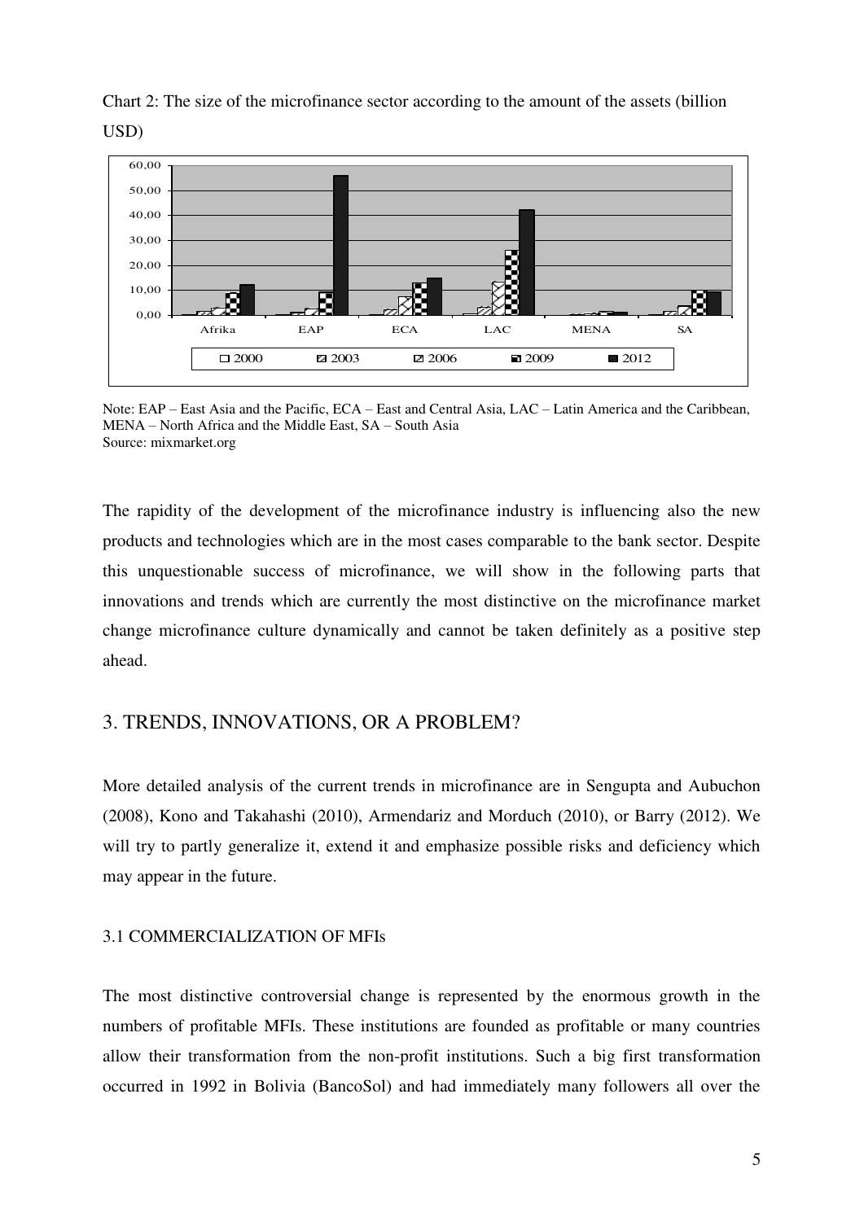Chart 2: The size of the microfinance sector according to the amount of the assets (billion USD)

Note: EAP – East Asia and the Pacific, ECA – East and Central Asia, LAC – Latin America and the Caribbean, MENA – North Africa and the Middle East, SA – South Asia
Source: mixmarket.org

The rapidity of the development of the microfinance industry is influencing also the new products and technologies which are in the most cases comparable to the bank sector. Despite this unquestionable success of microfinance, we will show in the following parts that innovations and trends which are currently the most distinctive on the microfinance market change microfinance culture dynamically and cannot be taken definitely as a positive step ahead.

## 3. TRENDS, INNOVATIONS, OR A PROBLEM?

More detailed analysis of the current trends in microfinance are in Sengupta and Aubuchon (2008), Kono and Takahashi (2010), Armendariz and Morduch (2010), or Barry (2012). We will try to partly generalize it, extend it and emphasize possible risks and deficiency which may appear in the future.

### 3.1 COMMERCIALIZATION OF MFIs

The most distinctive controversial change is represented by the enormous growth in the numbers of profitable MFIs. These institutions are founded as profitable or many countries allow their transformation from the non-profit institutions. Such a big first transformation occurred in 1992 in Bolivia (BancoSol) and had immediately many followers all over the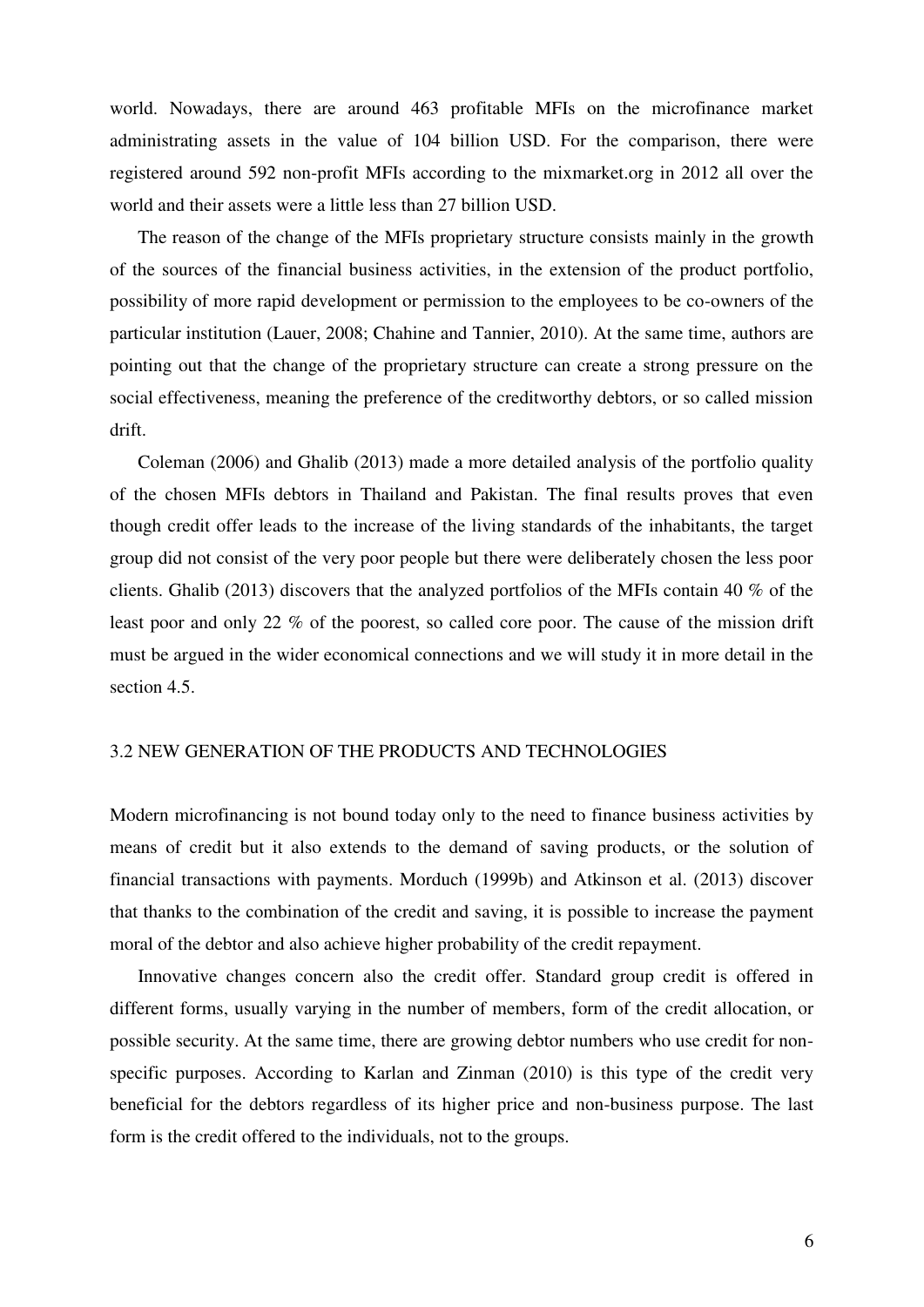world. Nowadays, there are around 463 profitable MFIs on the microfinance market administrating assets in the value of 104 billion USD. For the comparison, there were registered around 592 non-profit MFIs according to the mixmarket.org in 2012 all over the world and their assets were a little less than 27 billion USD.

The reason of the change of the MFIs proprietary structure consists mainly in the growth of the sources of the financial business activities, in the extension of the product portfolio, possibility of more rapid development or permission to the employees to be co-owners of the particular institution (Lauer, 2008; Chahine and Tannier, 2010). At the same time, authors are pointing out that the change of the proprietary structure can create a strong pressure on the social effectiveness, meaning the preference of the creditworthy debtors, or so called mission drift.

Coleman (2006) and Ghalib (2013) made a more detailed analysis of the portfolio quality of the chosen MFIs debtors in Thailand and Pakistan. The final results proves that even though credit offer leads to the increase of the living standards of the inhabitants, the target group did not consist of the very poor people but there were deliberately chosen the less poor clients. Ghalib (2013) discovers that the analyzed portfolios of the MFIs contain 40 % of the least poor and only 22 % of the poorest, so called core poor. The cause of the mission drift must be argued in the wider economical connections and we will study it in more detail in the section 4.5.

## 3.2 NEW GENERATION OF THE PRODUCTS AND TECHNOLOGIES

Modern microfinancing is not bound today only to the need to finance business activities by means of credit but it also extends to the demand of saving products, or the solution of financial transactions with payments. Morduch (1999b) and Atkinson et al. (2013) discover that thanks to the combination of the credit and saving, it is possible to increase the payment moral of the debtor and also achieve higher probability of the credit repayment.

Innovative changes concern also the credit offer. Standard group credit is offered in different forms, usually varying in the number of members, form of the credit allocation, or possible security. At the same time, there are growing debtor numbers who use credit for non-specific purposes. According to Karlan and Zinman (2010) is this type of the credit very beneficial for the debtors regardless of its higher price and non-business purpose. The last form is the credit offered to the individuals, not to the groups.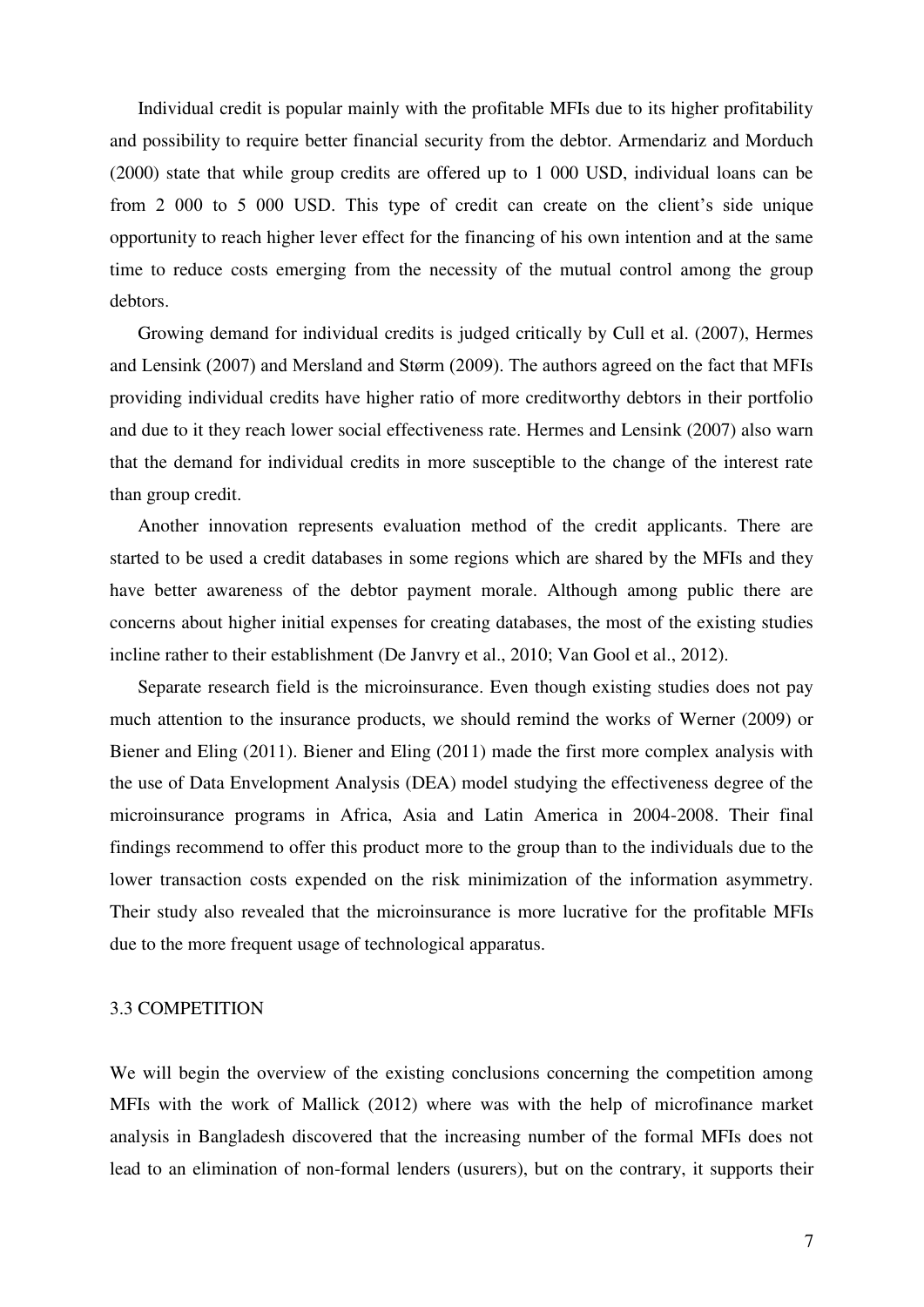Individual credit is popular mainly with the profitable MFIs due to its higher profitability and possibility to require better financial security from the debtor. Armendariz and Morduch (2000) state that while group credits are offered up to 1 000 USD, individual loans can be from 2 000 to 5 000 USD. This type of credit can create on the client's side unique opportunity to reach higher lever effect for the financing of his own intention and at the same time to reduce costs emerging from the necessity of the mutual control among the group debtors.

Growing demand for individual credits is judged critically by Cull et al. (2007), Hermes and Lensink (2007) and Mersland and Størm (2009). The authors agreed on the fact that MFIs providing individual credits have higher ratio of more creditworthy debtors in their portfolio and due to it they reach lower social effectiveness rate. Hermes and Lensink (2007) also warn that the demand for individual credits in more susceptible to the change of the interest rate than group credit.

Another innovation represents evaluation method of the credit applicants. There are started to be used a credit databases in some regions which are shared by the MFIs and they have better awareness of the debtor payment morale. Although among public there are concerns about higher initial expenses for creating databases, the most of the existing studies incline rather to their establishment (De Janvry et al., 2010; Van Gool et al., 2012).

Separate research field is the microinsurance. Even though existing studies does not pay much attention to the insurance products, we should remind the works of Werner (2009) or Biener and Eling (2011). Biener and Eling (2011) made the first more complex analysis with the use of Data Envelopment Analysis (DEA) model studying the effectiveness degree of the microinsurance programs in Africa, Asia and Latin America in 2004-2008. Their final findings recommend to offer this product more to the group than to the individuals due to the lower transaction costs expended on the risk minimization of the information asymmetry. Their study also revealed that the microinsurance is more lucrative for the profitable MFIs due to the more frequent usage of technological apparatus.

### 3.3 COMPETITION

We will begin the overview of the existing conclusions concerning the competition among MFIs with the work of Mallick (2012) where was with the help of microfinance market analysis in Bangladesh discovered that the increasing number of the formal MFIs does not lead to an elimination of non-formal lenders (usurers), but on the contrary, it supports their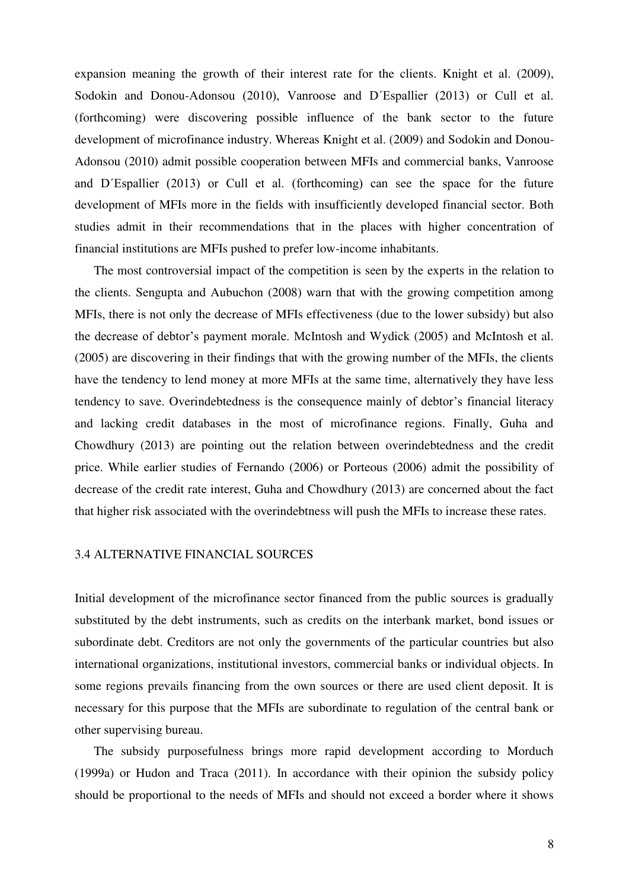expansion meaning the growth of their interest rate for the clients. Knight et al. (2009), Sodokin and Donou-Adonsou (2010), Vanroose and D´Espallier (2013) or Cull et al. (forthcoming) were discovering possible influence of the bank sector to the future development of microfinance industry. Whereas Knight et al. (2009) and Sodokin and Donou-Adonsou (2010) admit possible cooperation between MFIs and commercial banks, Vanroose and D´Espallier (2013) or Cull et al. (forthcoming) can see the space for the future development of MFIs more in the fields with insufficiently developed financial sector. Both studies admit in their recommendations that in the places with higher concentration of financial institutions are MFIs pushed to prefer low-income inhabitants.

The most controversial impact of the competition is seen by the experts in the relation to the clients. Sengupta and Aubuchon (2008) warn that with the growing competition among MFIs, there is not only the decrease of MFIs effectiveness (due to the lower subsidy) but also the decrease of debtor's payment morale. McIntosh and Wydick (2005) and McIntosh et al. (2005) are discovering in their findings that with the growing number of the MFIs, the clients have the tendency to lend money at more MFIs at the same time, alternatively they have less tendency to save. Overindebtedness is the consequence mainly of debtor's financial literacy and lacking credit databases in the most of microfinance regions. Finally, Guha and Chowdhury (2013) are pointing out the relation between overindebtedness and the credit price. While earlier studies of Fernando (2006) or Porteous (2006) admit the possibility of decrease of the credit rate interest, Guha and Chowdhury (2013) are concerned about the fact that higher risk associated with the overindebtness will push the MFIs to increase these rates.

### 3.4 ALTERNATIVE FINANCIAL SOURCES

Initial development of the microfinance sector financed from the public sources is gradually substituted by the debt instruments, such as credits on the interbank market, bond issues or subordinate debt. Creditors are not only the governments of the particular countries but also international organizations, institutional investors, commercial banks or individual objects. In some regions prevails financing from the own sources or there are used client deposit. It is necessary for this purpose that the MFIs are subordinate to regulation of the central bank or other supervising bureau.

The subsidy purposefulness brings more rapid development according to Morduch (1999a) or Hudon and Traca (2011). In accordance with their opinion the subsidy policy should be proportional to the needs of MFIs and should not exceed a border where it shows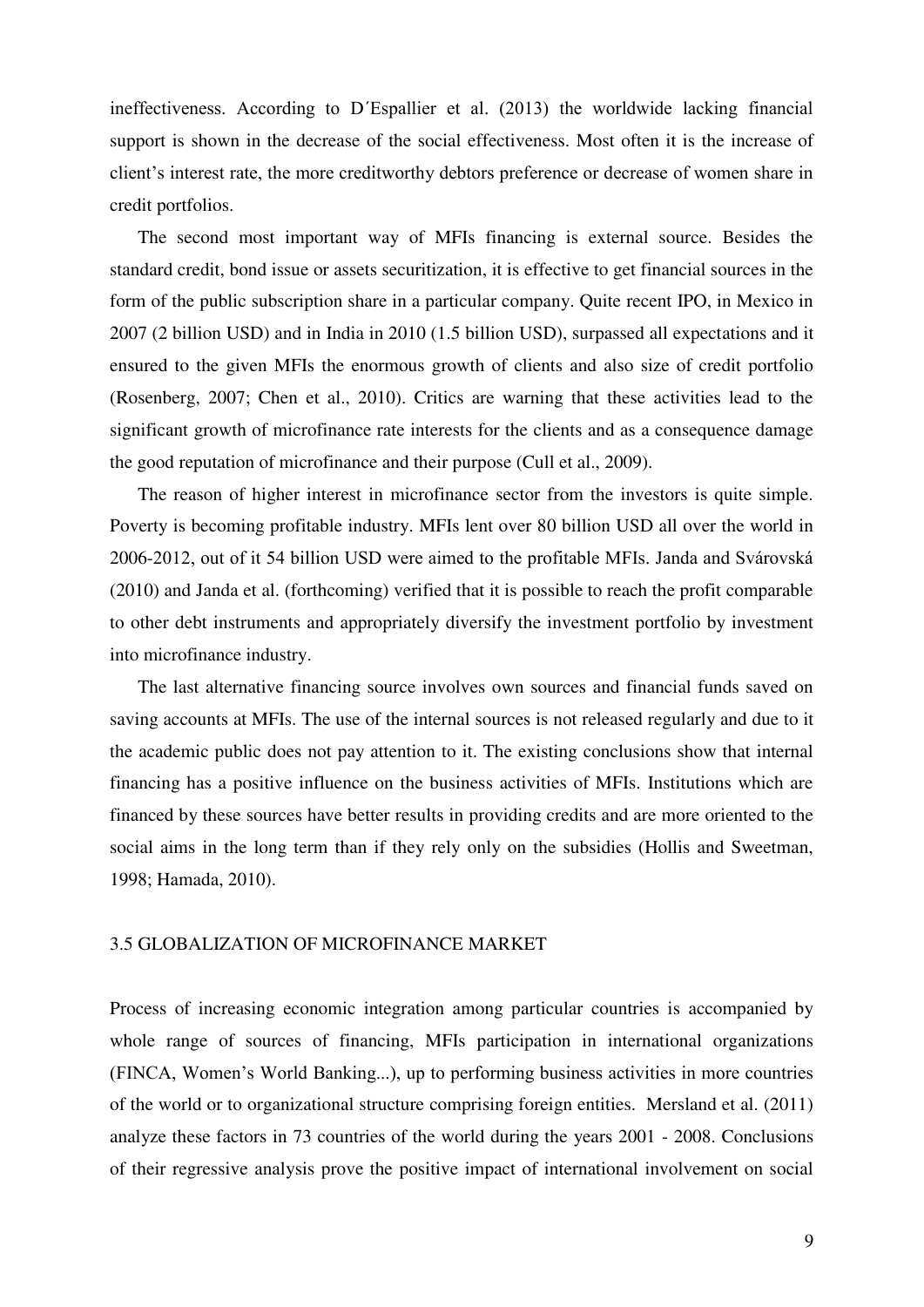ineffectiveness. According to D´Espallier et al. (2013) the worldwide lacking financial support is shown in the decrease of the social effectiveness. Most often it is the increase of client's interest rate, the more creditworthy debtors preference or decrease of women share in credit portfolios.

The second most important way of MFIs financing is external source. Besides the standard credit, bond issue or assets securitization, it is effective to get financial sources in the form of the public subscription share in a particular company. Quite recent IPO, in Mexico in 2007 (2 billion USD) and in India in 2010 (1.5 billion USD), surpassed all expectations and it ensured to the given MFIs the enormous growth of clients and also size of credit portfolio (Rosenberg, 2007; Chen et al., 2010). Critics are warning that these activities lead to the significant growth of microfinance rate interests for the clients and as a consequence damage the good reputation of microfinance and their purpose (Cull et al., 2009).

The reason of higher interest in microfinance sector from the investors is quite simple. Poverty is becoming profitable industry. MFIs lent over 80 billion USD all over the world in 2006-2012, out of it 54 billion USD were aimed to the profitable MFIs. Janda and Svárovská (2010) and Janda et al. (forthcoming) verified that it is possible to reach the profit comparable to other debt instruments and appropriately diversify the investment portfolio by investment into microfinance industry.

The last alternative financing source involves own sources and financial funds saved on saving accounts at MFIs. The use of the internal sources is not released regularly and due to it the academic public does not pay attention to it. The existing conclusions show that internal financing has a positive influence on the business activities of MFIs. Institutions which are financed by these sources have better results in providing credits and are more oriented to the social aims in the long term than if they rely only on the subsidies (Hollis and Sweetman, 1998; Hamada, 2010).

### 3.5 GLOBALIZATION OF MICROFINANCE MARKET

Process of increasing economic integration among particular countries is accompanied by whole range of sources of financing, MFIs participation in international organizations (FINCA, Women's World Banking...), up to performing business activities in more countries of the world or to organizational structure comprising foreign entities. Mersland et al. (2011) analyze these factors in 73 countries of the world during the years 2001 - 2008. Conclusions of their regressive analysis prove the positive impact of international involvement on social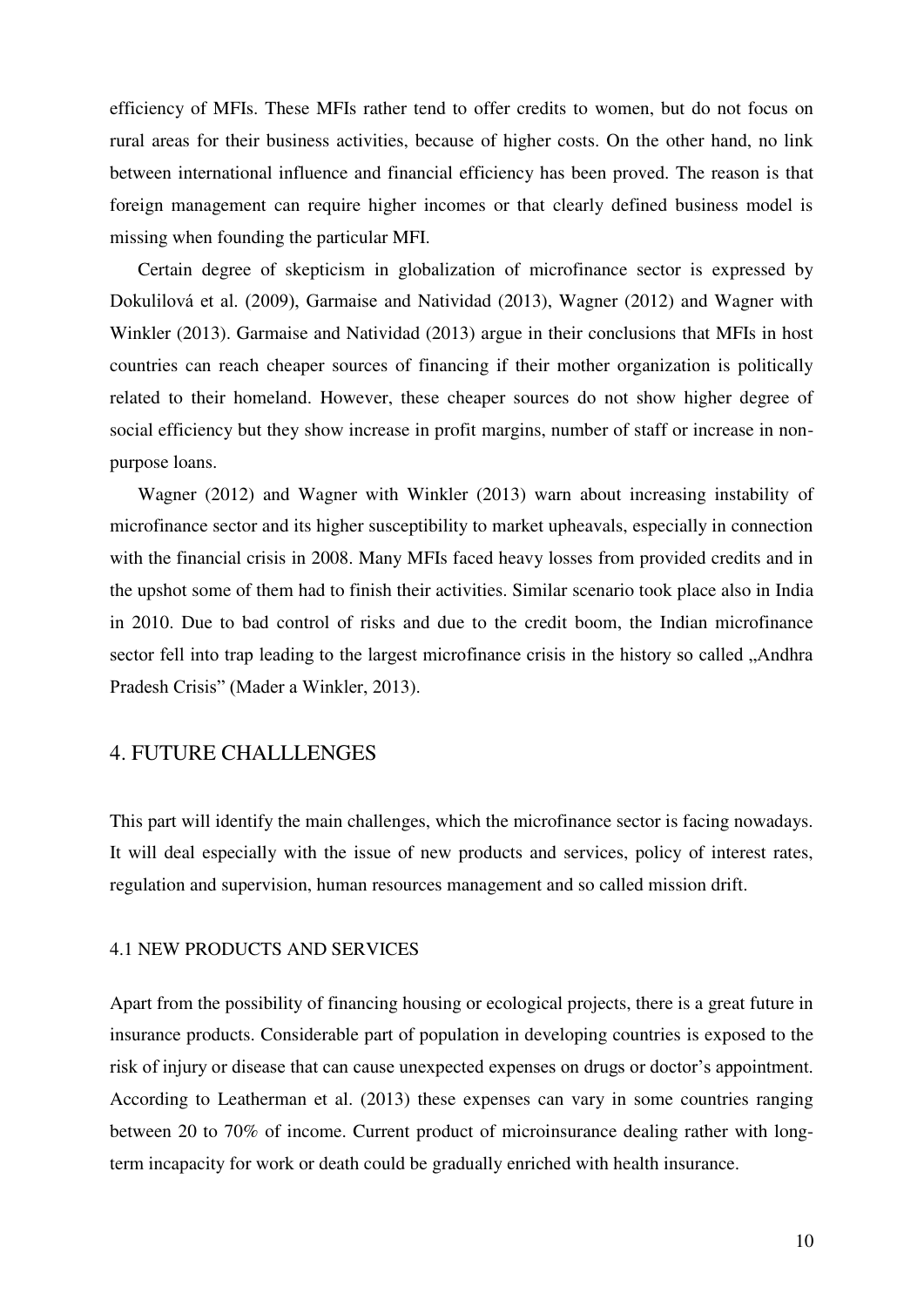efficiency of MFIs. These MFIs rather tend to offer credits to women, but do not focus on rural areas for their business activities, because of higher costs. On the other hand, no link between international influence and financial efficiency has been proved. The reason is that foreign management can require higher incomes or that clearly defined business model is missing when founding the particular MFI.

Certain degree of skepticism in globalization of microfinance sector is expressed by Dokulilová et al. (2009), Garmaise and Natividad (2013), Wagner (2012) and Wagner with Winkler (2013). Garmaise and Natividad (2013) argue in their conclusions that MFIs in host countries can reach cheaper sources of financing if their mother organization is politically related to their homeland. However, these cheaper sources do not show higher degree of social efficiency but they show increase in profit margins, number of staff or increase in non-purpose loans.

Wagner (2012) and Wagner with Winkler (2013) warn about increasing instability of microfinance sector and its higher susceptibility to market upheavals, especially in connection with the financial crisis in 2008. Many MFIs faced heavy losses from provided credits and in the upshot some of them had to finish their activities. Similar scenario took place also in India in 2010. Due to bad control of risks and due to the credit boom, the Indian microfinance sector fell into trap leading to the largest microfinance crisis in the history so called „Andhra Pradesh Crisis" (Mader a Winkler, 2013).

## 4. FUTURE CHALLLENGES

This part will identify the main challenges, which the microfinance sector is facing nowadays. It will deal especially with the issue of new products and services, policy of interest rates, regulation and supervision, human resources management and so called mission drift.

### 4.1 NEW PRODUCTS AND SERVICES

Apart from the possibility of financing housing or ecological projects, there is a great future in insurance products. Considerable part of population in developing countries is exposed to the risk of injury or disease that can cause unexpected expenses on drugs or doctor's appointment. According to Leatherman et al. (2013) these expenses can vary in some countries ranging between 20 to 70% of income. Current product of microinsurance dealing rather with long-term incapacity for work or death could be gradually enriched with health insurance.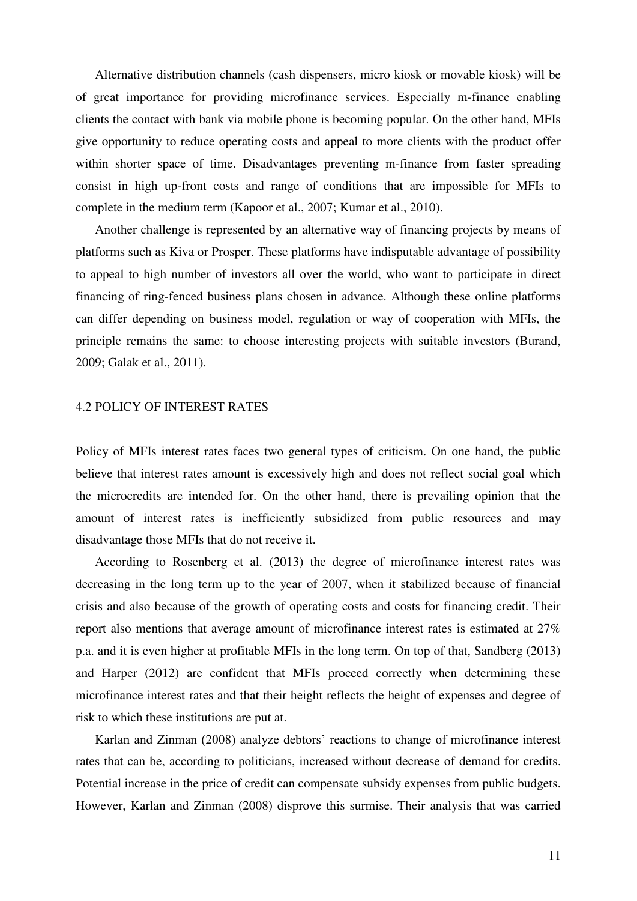Alternative distribution channels (cash dispensers, micro kiosk or movable kiosk) will be of great importance for providing microfinance services. Especially m-finance enabling clients the contact with bank via mobile phone is becoming popular. On the other hand, MFIs give opportunity to reduce operating costs and appeal to more clients with the product offer within shorter space of time. Disadvantages preventing m-finance from faster spreading consist in high up-front costs and range of conditions that are impossible for MFIs to complete in the medium term (Kapoor et al., 2007; Kumar et al., 2010).

Another challenge is represented by an alternative way of financing projects by means of platforms such as Kiva or Prosper. These platforms have indisputable advantage of possibility to appeal to high number of investors all over the world, who want to participate in direct financing of ring-fenced business plans chosen in advance. Although these online platforms can differ depending on business model, regulation or way of cooperation with MFIs, the principle remains the same: to choose interesting projects with suitable investors (Burand, 2009; Galak et al., 2011).

## 4.2 POLICY OF INTEREST RATES

Policy of MFIs interest rates faces two general types of criticism. On one hand, the public believe that interest rates amount is excessively high and does not reflect social goal which the microcredits are intended for. On the other hand, there is prevailing opinion that the amount of interest rates is inefficiently subsidized from public resources and may disadvantage those MFIs that do not receive it.

According to Rosenberg et al. (2013) the degree of microfinance interest rates was decreasing in the long term up to the year of 2007, when it stabilized because of financial crisis and also because of the growth of operating costs and costs for financing credit. Their report also mentions that average amount of microfinance interest rates is estimated at 27% p.a. and it is even higher at profitable MFIs in the long term. On top of that, Sandberg (2013) and Harper (2012) are confident that MFIs proceed correctly when determining these microfinance interest rates and that their height reflects the height of expenses and degree of risk to which these institutions are put at.

Karlan and Zinman (2008) analyze debtors' reactions to change of microfinance interest rates that can be, according to politicians, increased without decrease of demand for credits. Potential increase in the price of credit can compensate subsidy expenses from public budgets. However, Karlan and Zinman (2008) disprove this surmise. Their analysis that was carried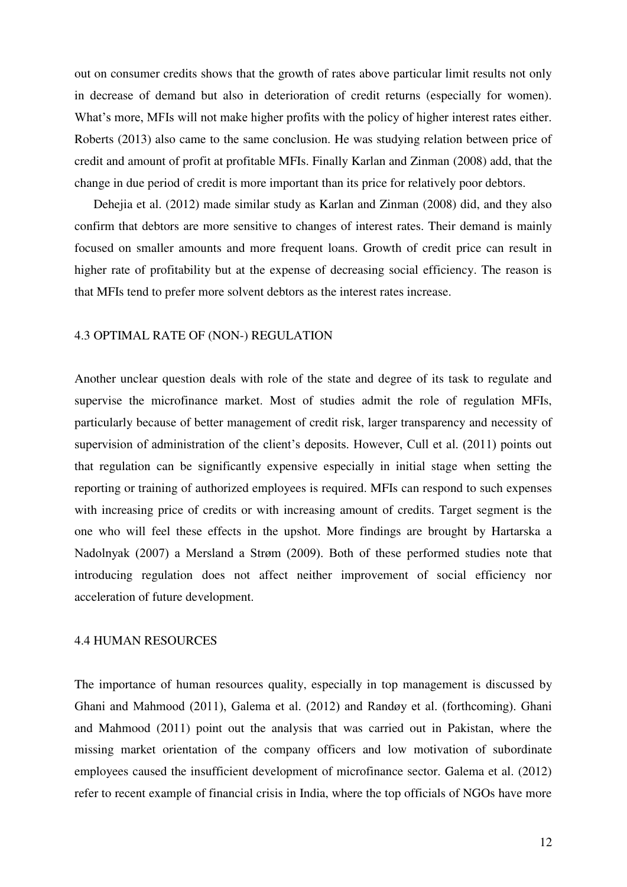out on consumer credits shows that the growth of rates above particular limit results not only in decrease of demand but also in deterioration of credit returns (especially for women). What's more, MFIs will not make higher profits with the policy of higher interest rates either. Roberts (2013) also came to the same conclusion. He was studying relation between price of credit and amount of profit at profitable MFIs. Finally Karlan and Zinman (2008) add, that the change in due period of credit is more important than its price for relatively poor debtors.

Dehejia et al. (2012) made similar study as Karlan and Zinman (2008) did, and they also confirm that debtors are more sensitive to changes of interest rates. Their demand is mainly focused on smaller amounts and more frequent loans. Growth of credit price can result in higher rate of profitability but at the expense of decreasing social efficiency. The reason is that MFIs tend to prefer more solvent debtors as the interest rates increase.

### 4.3 OPTIMAL RATE OF (NON-) REGULATION

Another unclear question deals with role of the state and degree of its task to regulate and supervise the microfinance market. Most of studies admit the role of regulation MFIs, particularly because of better management of credit risk, larger transparency and necessity of supervision of administration of the client's deposits. However, Cull et al. (2011) points out that regulation can be significantly expensive especially in initial stage when setting the reporting or training of authorized employees is required. MFIs can respond to such expenses with increasing price of credits or with increasing amount of credits. Target segment is the one who will feel these effects in the upshot. More findings are brought by Hartarska a Nadolnyak (2007) a Mersland a Strøm (2009). Both of these performed studies note that introducing regulation does not affect neither improvement of social efficiency nor acceleration of future development.

### 4.4 HUMAN RESOURCES

The importance of human resources quality, especially in top management is discussed by Ghani and Mahmood (2011), Galema et al. (2012) and Randøy et al. (forthcoming). Ghani and Mahmood (2011) point out the analysis that was carried out in Pakistan, where the missing market orientation of the company officers and low motivation of subordinate employees caused the insufficient development of microfinance sector. Galema et al. (2012) refer to recent example of financial crisis in India, where the top officials of NGOs have more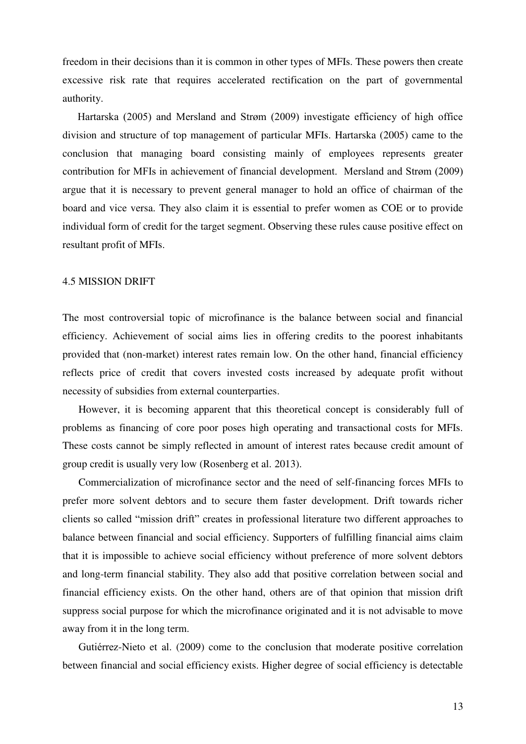freedom in their decisions than it is common in other types of MFIs. These powers then create excessive risk rate that requires accelerated rectification on the part of governmental authority.

Hartarska (2005) and Mersland and Strøm (2009) investigate efficiency of high office division and structure of top management of particular MFIs. Hartarska (2005) came to the conclusion that managing board consisting mainly of employees represents greater contribution for MFIs in achievement of financial development. Mersland and Strøm (2009) argue that it is necessary to prevent general manager to hold an office of chairman of the board and vice versa. They also claim it is essential to prefer women as COE or to provide individual form of credit for the target segment. Observing these rules cause positive effect on resultant profit of MFIs.

## 4.5 MISSION DRIFT

The most controversial topic of microfinance is the balance between social and financial efficiency. Achievement of social aims lies in offering credits to the poorest inhabitants provided that (non-market) interest rates remain low. On the other hand, financial efficiency reflects price of credit that covers invested costs increased by adequate profit without necessity of subsidies from external counterparties.

However, it is becoming apparent that this theoretical concept is considerably full of problems as financing of core poor poses high operating and transactional costs for MFIs. These costs cannot be simply reflected in amount of interest rates because credit amount of group credit is usually very low (Rosenberg et al. 2013).

Commercialization of microfinance sector and the need of self-financing forces MFIs to prefer more solvent debtors and to secure them faster development. Drift towards richer clients so called "mission drift" creates in professional literature two different approaches to balance between financial and social efficiency. Supporters of fulfilling financial aims claim that it is impossible to achieve social efficiency without preference of more solvent debtors and long-term financial stability. They also add that positive correlation between social and financial efficiency exists. On the other hand, others are of that opinion that mission drift suppress social purpose for which the microfinance originated and it is not advisable to move away from it in the long term.

Gutiérrez-Nieto et al. (2009) come to the conclusion that moderate positive correlation between financial and social efficiency exists. Higher degree of social efficiency is detectable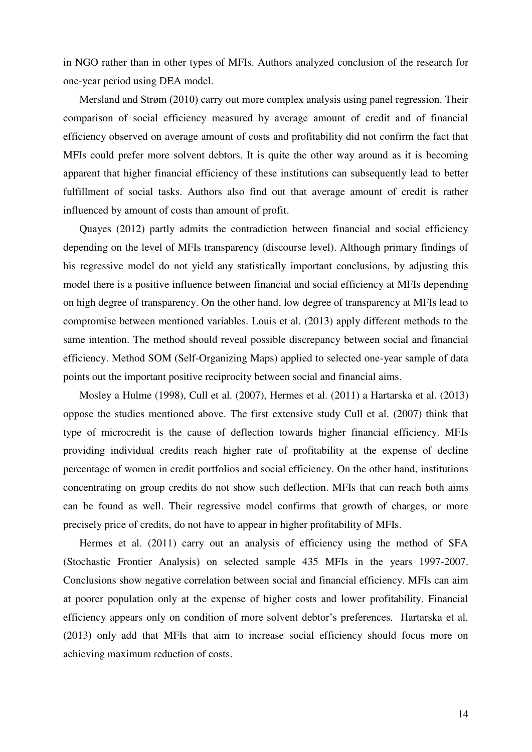in NGO rather than in other types of MFIs. Authors analyzed conclusion of the research for one-year period using DEA model.

Mersland and Strøm (2010) carry out more complex analysis using panel regression. Their comparison of social efficiency measured by average amount of credit and of financial efficiency observed on average amount of costs and profitability did not confirm the fact that MFIs could prefer more solvent debtors. It is quite the other way around as it is becoming apparent that higher financial efficiency of these institutions can subsequently lead to better fulfillment of social tasks. Authors also find out that average amount of credit is rather influenced by amount of costs than amount of profit.

Quayes (2012) partly admits the contradiction between financial and social efficiency depending on the level of MFIs transparency (discourse level). Although primary findings of his regressive model do not yield any statistically important conclusions, by adjusting this model there is a positive influence between financial and social efficiency at MFIs depending on high degree of transparency. On the other hand, low degree of transparency at MFIs lead to compromise between mentioned variables. Louis et al. (2013) apply different methods to the same intention. The method should reveal possible discrepancy between social and financial efficiency. Method SOM (Self-Organizing Maps) applied to selected one-year sample of data points out the important positive reciprocity between social and financial aims.

Mosley a Hulme (1998), Cull et al. (2007), Hermes et al. (2011) a Hartarska et al. (2013) oppose the studies mentioned above. The first extensive study Cull et al. (2007) think that type of microcredit is the cause of deflection towards higher financial efficiency. MFIs providing individual credits reach higher rate of profitability at the expense of decline percentage of women in credit portfolios and social efficiency. On the other hand, institutions concentrating on group credits do not show such deflection. MFIs that can reach both aims can be found as well. Their regressive model confirms that growth of charges, or more precisely price of credits, do not have to appear in higher profitability of MFIs.

Hermes et al. (2011) carry out an analysis of efficiency using the method of SFA (Stochastic Frontier Analysis) on selected sample 435 MFIs in the years 1997-2007. Conclusions show negative correlation between social and financial efficiency. MFIs can aim at poorer population only at the expense of higher costs and lower profitability. Financial efficiency appears only on condition of more solvent debtor's preferences. Hartarska et al. (2013) only add that MFIs that aim to increase social efficiency should focus more on achieving maximum reduction of costs.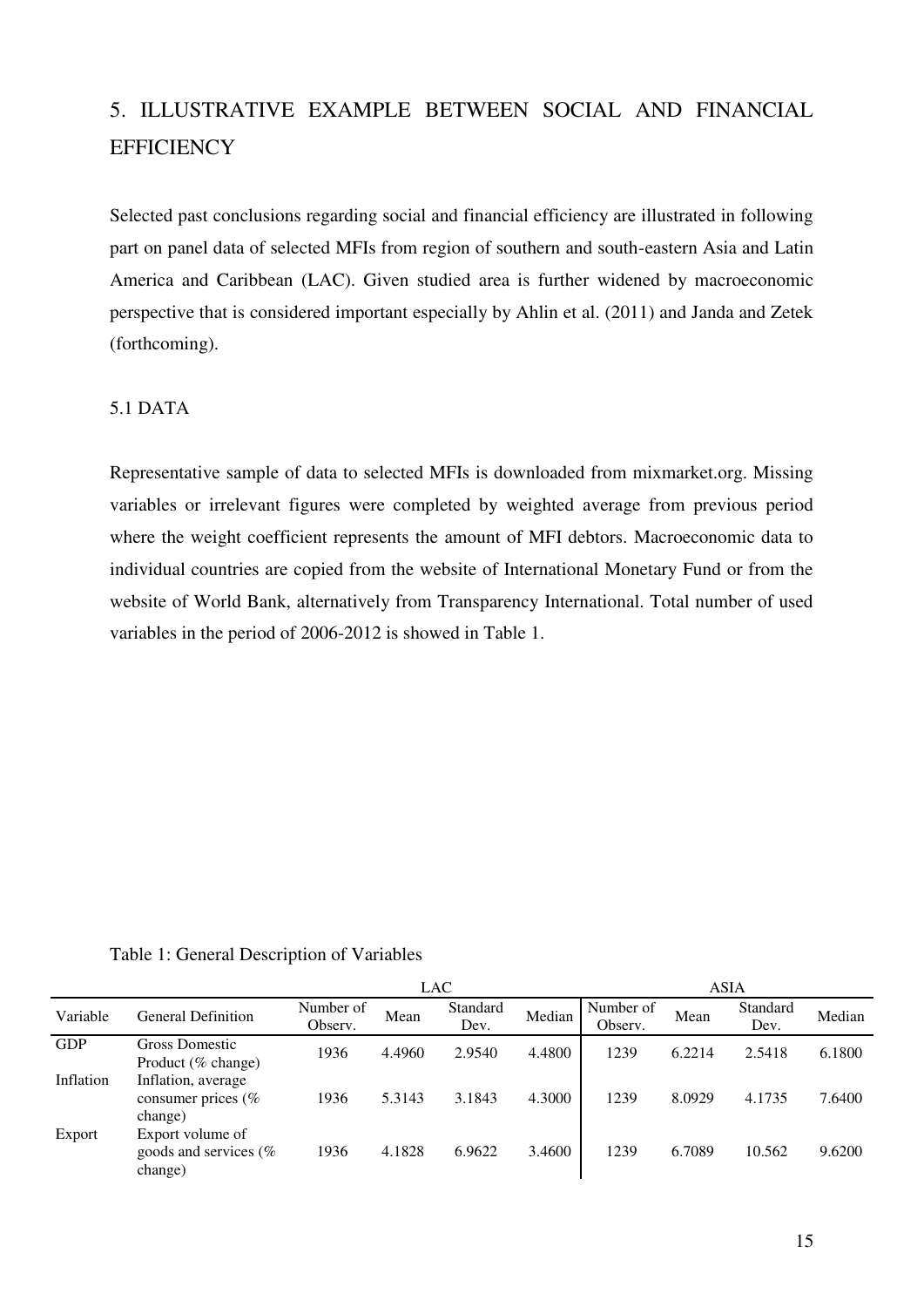# 5. ILLUSTRATIVE EXAMPLE BETWEEN SOCIAL AND FINANCIAL EFFICIENCY

Selected past conclusions regarding social and financial efficiency are illustrated in following part on panel data of selected MFIs from region of southern and south-eastern Asia and Latin America and Caribbean (LAC). Given studied area is further widened by macroeconomic perspective that is considered important especially by Ahlin et al. (2011) and Janda and Zetek (forthcoming).

## 5.1 DATA

Representative sample of data to selected MFIs is downloaded from mixmarket.org. Missing variables or irrelevant figures were completed by weighted average from previous period where the weight coefficient represents the amount of MFI debtors. Macroeconomic data to individual countries are copied from the website of International Monetary Fund or from the website of World Bank, alternatively from Transparency International. Total number of used variables in the period of 2006-2012 is showed in Table 1.

Table 1: General Description of Variables

| | | LAC | | | | ASIA | | | |
|---|---|---|---|---|---|---|---|---|---|
| Variable | General Definition | Number of Observ. | Mean | Standard Dev. | Median | Number of Observ. | Mean | Standard Dev. | Median |
| GDP | Gross Domestic Product (% change) | 1936 | 4.4960 | 2.9540 | 4.4800 | 1239 | 6.2214 | 2.5418 | 6.1800 |
| Inflation | Inflation, average consumer prices (% change) | 1936 | 5.3143 | 3.1843 | 4.3000 | 1239 | 8.0929 | 4.1735 | 7.6400 |
| Export | Export volume of goods and services (% change) | 1936 | 4.1828 | 6.9622 | 3.4600 | 1239 | 6.7089 | 10.562 | 9.6200 |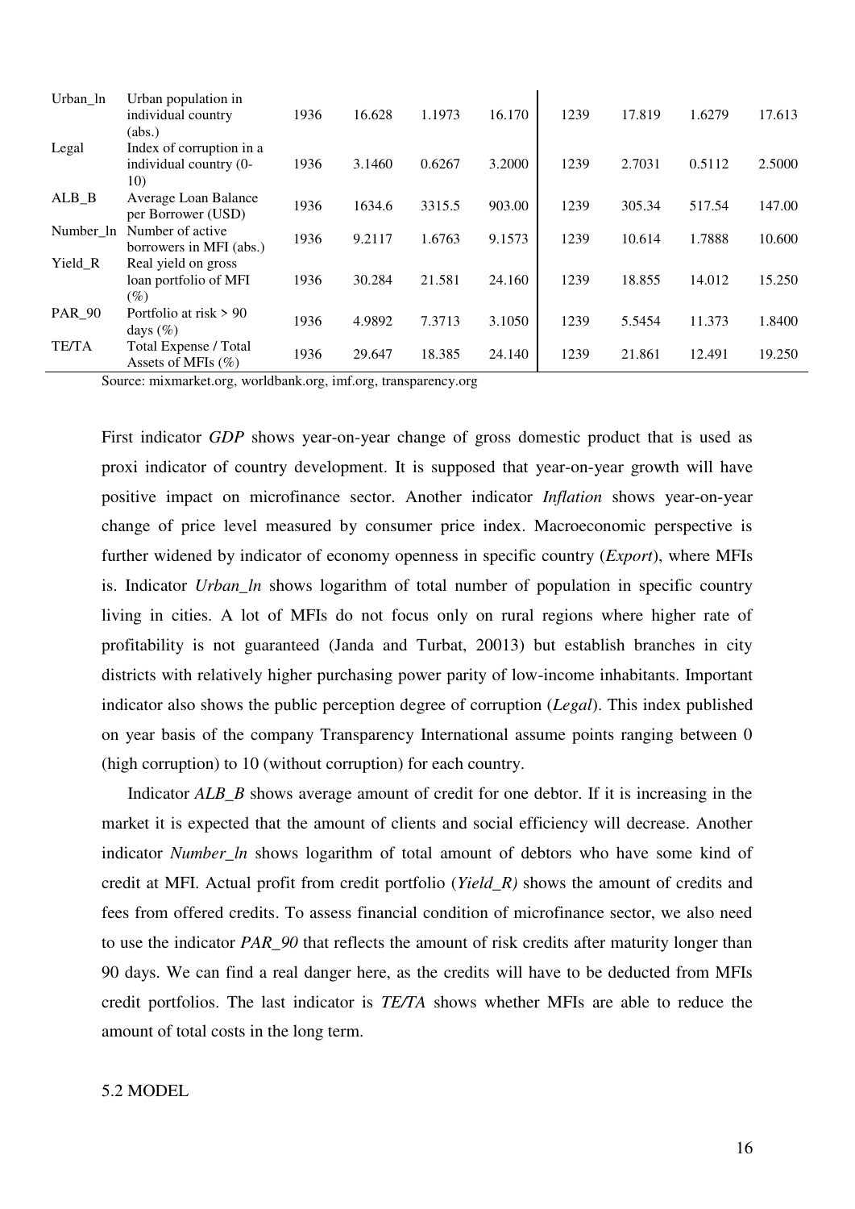| | | | | | | | | | |
|---|---|---|---|---|---|---|---|---|---|
| Urban_ln | Urban population in individual country (abs.) | 1936 | 16.628 | 1.1973 | 16.170 | 1239 | 17.819 | 1.6279 | 17.613 |
| Legal | Index of corruption in a individual country (0-10) | 1936 | 3.1460 | 0.6267 | 3.2000 | 1239 | 2.7031 | 0.5112 | 2.5000 |
| ALB_B | Average Loan Balance per Borrower (USD) | 1936 | 1634.6 | 3315.5 | 903.00 | 1239 | 305.34 | 517.54 | 147.00 |
| Number_ln | Number of active borrowers in MFI (abs.) | 1936 | 9.2117 | 1.6763 | 9.1573 | 1239 | 10.614 | 1.7888 | 10.600 |
| Yield_R | Real yield on gross loan portfolio of MFI (%) | 1936 | 30.284 | 21.581 | 24.160 | 1239 | 18.855 | 14.012 | 15.250 |
| PAR_90 | Portfolio at risk > 90 days (%) | 1936 | 4.9892 | 7.3713 | 3.1050 | 1239 | 5.5454 | 11.373 | 1.8400 |
| TE/TA | Total Expense / Total Assets of MFIs (%) | 1936 | 29.647 | 18.385 | 24.140 | 1239 | 21.861 | 12.491 | 19.250 |

Source: mixmarket.org, worldbank.org, imf.org, transparency.org

First indicator *GDP* shows year-on-year change of gross domestic product that is used as proxi indicator of country development. It is supposed that year-on-year growth will have positive impact on microfinance sector. Another indicator *Inflation* shows year-on-year change of price level measured by consumer price index. Macroeconomic perspective is further widened by indicator of economy openness in specific country (*Export*), where MFIs is. Indicator *Urban_ln* shows logarithm of total number of population in specific country living in cities. A lot of MFIs do not focus only on rural regions where higher rate of profitability is not guaranteed (Janda and Turbat, 20013) but establish branches in city districts with relatively higher purchasing power parity of low-income inhabitants. Important indicator also shows the public perception degree of corruption (*Legal*). This index published on year basis of the company Transparency International assume points ranging between 0 (high corruption) to 10 (without corruption) for each country.

Indicator *ALB_B* shows average amount of credit for one debtor. If it is increasing in the market it is expected that the amount of clients and social efficiency will decrease. Another indicator *Number_ln* shows logarithm of total amount of debtors who have some kind of credit at MFI. Actual profit from credit portfolio (*Yield_R)* shows the amount of credits and fees from offered credits. To assess financial condition of microfinance sector, we also need to use the indicator *PAR_90* that reflects the amount of risk credits after maturity longer than 90 days. We can find a real danger here, as the credits will have to be deducted from MFIs credit portfolios. The last indicator is *TE/TA* shows whether MFIs are able to reduce the amount of total costs in the long term.

## 5.2 MODEL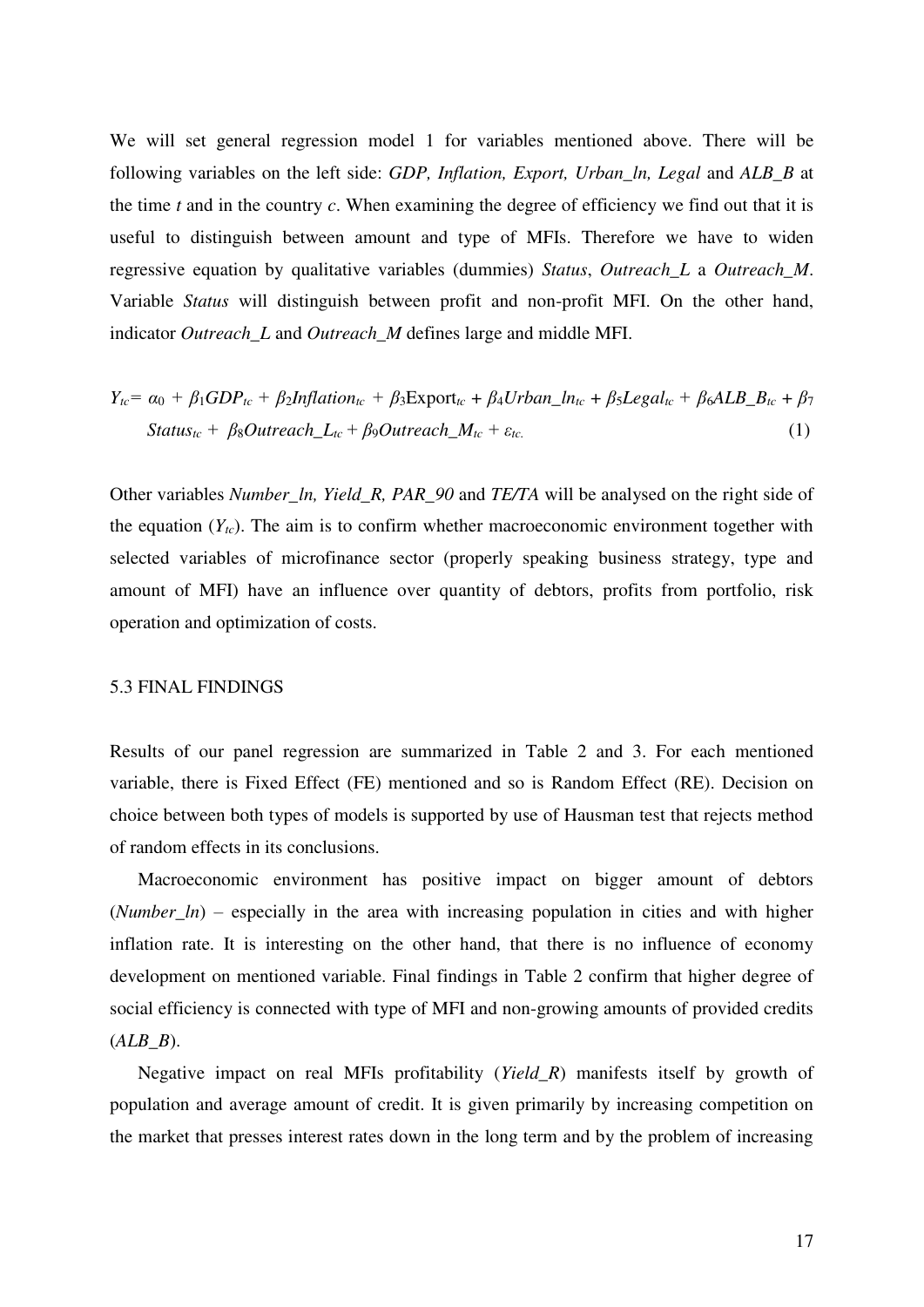We will set general regression model 1 for variables mentioned above. There will be following variables on the left side: *GDP, Inflation, Export, Urban_ln, Legal* and *ALB_B* at the time *t* and in the country *c*. When examining the degree of efficiency we find out that it is useful to distinguish between amount and type of MFIs. Therefore we have to widen regressive equation by qualitative variables (dummies) *Status*, *Outreach_L* a *Outreach_M*. Variable *Status* will distinguish between profit and non-profit MFI. On the other hand, indicator *Outreach_L* and *Outreach_M* defines large and middle MFI.

$$Y_{tc} = \alpha_0 + \beta_1 GDP_{tc} + \beta_2 Inflation_{tc} + \beta_3 \text{Export}_{tc} + \beta_4 Urban\_ln_{tc} + \beta_5 Legal_{tc} + \beta_6 ALB\_B_{tc} + \beta_7 Status_{tc} + \beta_8 Outreach\_L_{tc} + \beta_9 Outreach\_M_{tc} + \varepsilon_{tc.} \quad (1)$$

Other variables *Number_ln, Yield_R, PAR_90* and *TE/TA* will be analysed on the right side of the equation ($Y_{tc}$). The aim is to confirm whether macroeconomic environment together with selected variables of microfinance sector (properly speaking business strategy, type and amount of MFI) have an influence over quantity of debtors, profits from portfolio, risk operation and optimization of costs.

## 5.3 FINAL FINDINGS

Results of our panel regression are summarized in Table 2 and 3. For each mentioned variable, there is Fixed Effect (FE) mentioned and so is Random Effect (RE). Decision on choice between both types of models is supported by use of Hausman test that rejects method of random effects in its conclusions.

Macroeconomic environment has positive impact on bigger amount of debtors (*Number_ln*) – especially in the area with increasing population in cities and with higher inflation rate. It is interesting on the other hand, that there is no influence of economy development on mentioned variable. Final findings in Table 2 confirm that higher degree of social efficiency is connected with type of MFI and non-growing amounts of provided credits (*ALB_B*).

Negative impact on real MFIs profitability (*Yield_R*) manifests itself by growth of population and average amount of credit. It is given primarily by increasing competition on the market that presses interest rates down in the long term and by the problem of increasing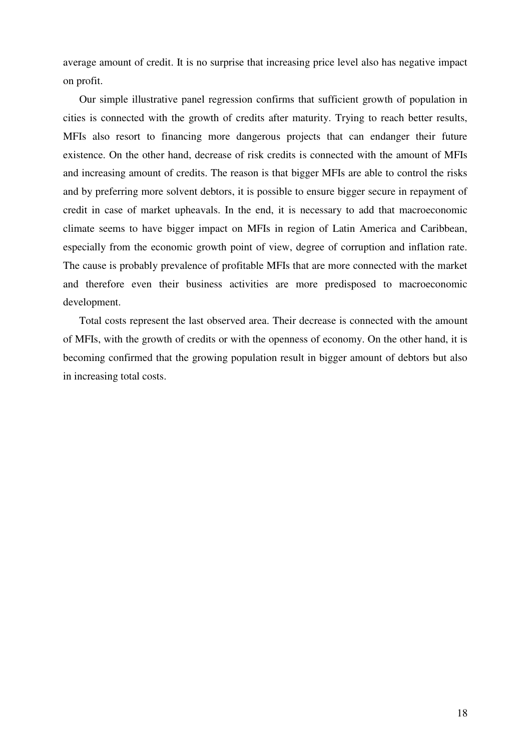average amount of credit. It is no surprise that increasing price level also has negative impact on profit.

Our simple illustrative panel regression confirms that sufficient growth of population in cities is connected with the growth of credits after maturity. Trying to reach better results, MFIs also resort to financing more dangerous projects that can endanger their future existence. On the other hand, decrease of risk credits is connected with the amount of MFIs and increasing amount of credits. The reason is that bigger MFIs are able to control the risks and by preferring more solvent debtors, it is possible to ensure bigger secure in repayment of credit in case of market upheavals. In the end, it is necessary to add that macroeconomic climate seems to have bigger impact on MFIs in region of Latin America and Caribbean, especially from the economic growth point of view, degree of corruption and inflation rate. The cause is probably prevalence of profitable MFIs that are more connected with the market and therefore even their business activities are more predisposed to macroeconomic development.

Total costs represent the last observed area. Their decrease is connected with the amount of MFIs, with the growth of credits or with the openness of economy. On the other hand, it is becoming confirmed that the growing population result in bigger amount of debtors but also in increasing total costs.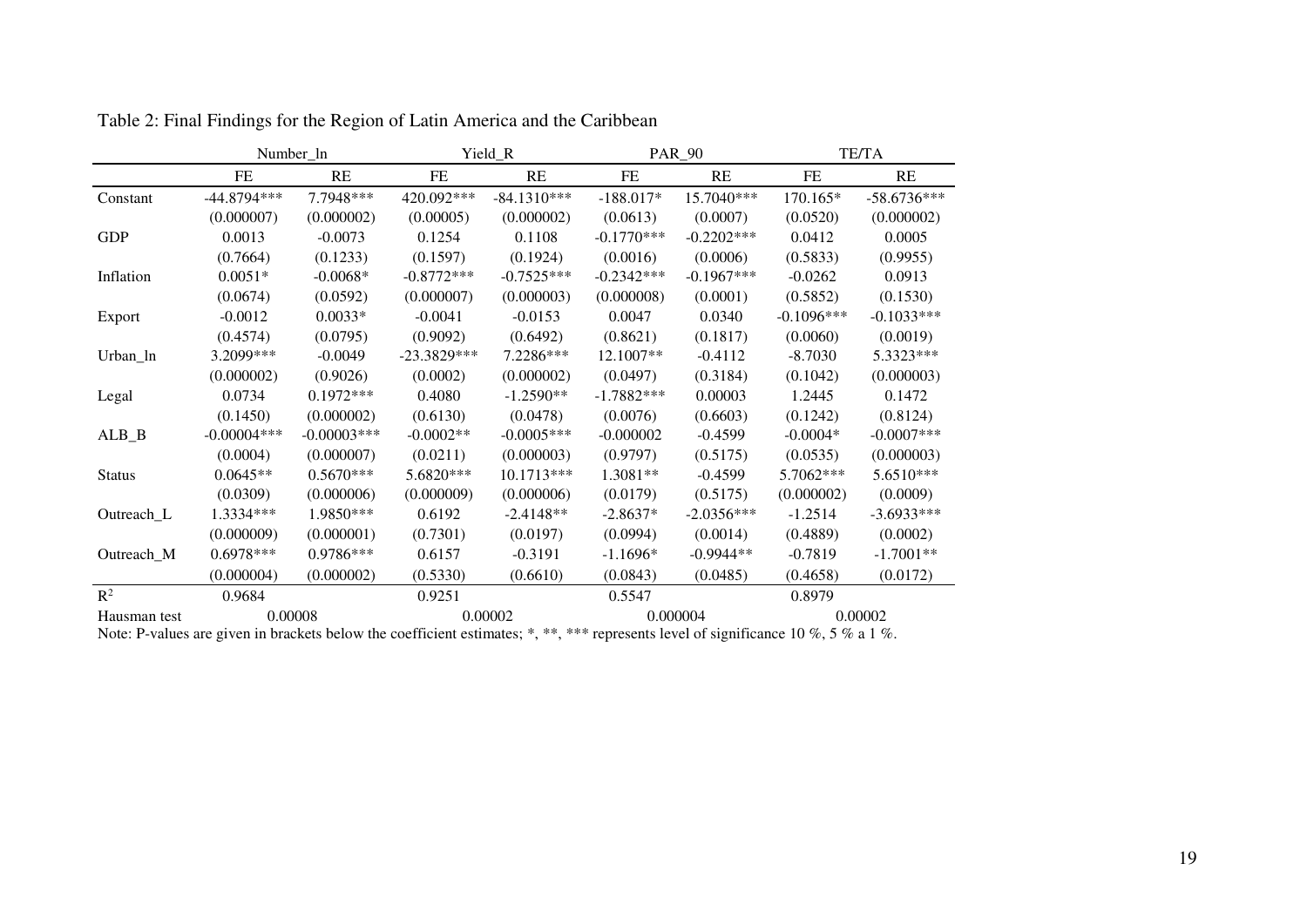Table 2: Final Findings for the Region of Latin America and the Caribbean

| | Number_ln | | Yield_R | | PAR_90 | | TE/TA | |
|---|---|---|---|---|---|---|---|---|
| | FE | RE | FE | RE | FE | RE | FE | RE |
| Constant | -44.8794*** | 7.7948*** | 420.092*** | -84.1310*** | -188.017* | 15.7040*** | 170.165* | -58.6736*** |
| | (0.000007) | (0.000002) | (0.00005) | (0.000002) | (0.0613) | (0.0007) | (0.0520) | (0.000002) |
| GDP | 0.0013 | -0.0073 | 0.1254 | 0.1108 | -0.1770*** | -0.2202*** | 0.0412 | 0.0005 |
| | (0.7664) | (0.1233) | (0.1597) | (0.1924) | (0.0016) | (0.0006) | (0.5833) | (0.9955) |
| Inflation | 0.0051* | -0.0068* | -0.8772*** | -0.7525*** | -0.2342*** | -0.1967*** | -0.0262 | 0.0913 |
| | (0.0674) | (0.0592) | (0.000007) | (0.000003) | (0.000008) | (0.0001) | (0.5852) | (0.1530) |
| Export | -0.0012 | 0.0033* | -0.0041 | -0.0153 | 0.0047 | 0.0340 | -0.1096*** | -0.1033*** |
| | (0.4574) | (0.0795) | (0.9092) | (0.6492) | (0.8621) | (0.1817) | (0.0060) | (0.0019) |
| Urban_ln | 3.2099*** | -0.0049 | -23.3829*** | 7.2286*** | 12.1007** | -0.4112 | -8.7030 | 5.3323*** |
| | (0.000002) | (0.9026) | (0.0002) | (0.000002) | (0.0497) | (0.3184) | (0.1042) | (0.000003) |
| Legal | 0.0734 | 0.1972*** | 0.4080 | -1.2590** | -1.7882*** | 0.00003 | 1.2445 | 0.1472 |
| | (0.1450) | (0.000002) | (0.6130) | (0.0478) | (0.0076) | (0.6603) | (0.1242) | (0.8124) |
| ALB_B | -0.00004*** | -0.00003*** | -0.0002** | -0.0005*** | -0.000002 | -0.4599 | -0.0004* | -0.0007*** |
| | (0.0004) | (0.000007) | (0.0211) | (0.000003) | (0.9797) | (0.5175) | (0.0535) | (0.000003) |
| Status | 0.0645** | 0.5670*** | 5.6820*** | 10.1713*** | 1.3081** | -0.4599 | 5.7062*** | 5.6510*** |
| | (0.0309) | (0.000006) | (0.000009) | (0.000006) | (0.0179) | (0.5175) | (0.000002) | (0.0009) |
| Outreach_L | 1.3334*** | 1.9850*** | 0.6192 | -2.4148** | -2.8637* | -2.0356*** | -1.2514 | -3.6933*** |
| | (0.000009) | (0.000001) | (0.7301) | (0.0197) | (0.0994) | (0.0014) | (0.4889) | (0.0002) |
| Outreach_M | 0.6978*** | 0.9786*** | 0.6157 | -0.3191 | -1.1696* | -0.9944** | -0.7819 | -1.7001** |
| | (0.000004) | (0.000002) | (0.5330) | (0.6610) | (0.0843) | (0.0485) | (0.4658) | (0.0172) |
| $R^2$ | 0.9684 | | 0.9251 | | 0.5547 | | 0.8979 | |
| Hausman test | 0.00008 | | 0.00002 | | 0.000004 | | 0.00002 | |

Note: P-values are given in brackets below the coefficient estimates; *, **, *** represents level of significance 10 %, 5 % a 1 %.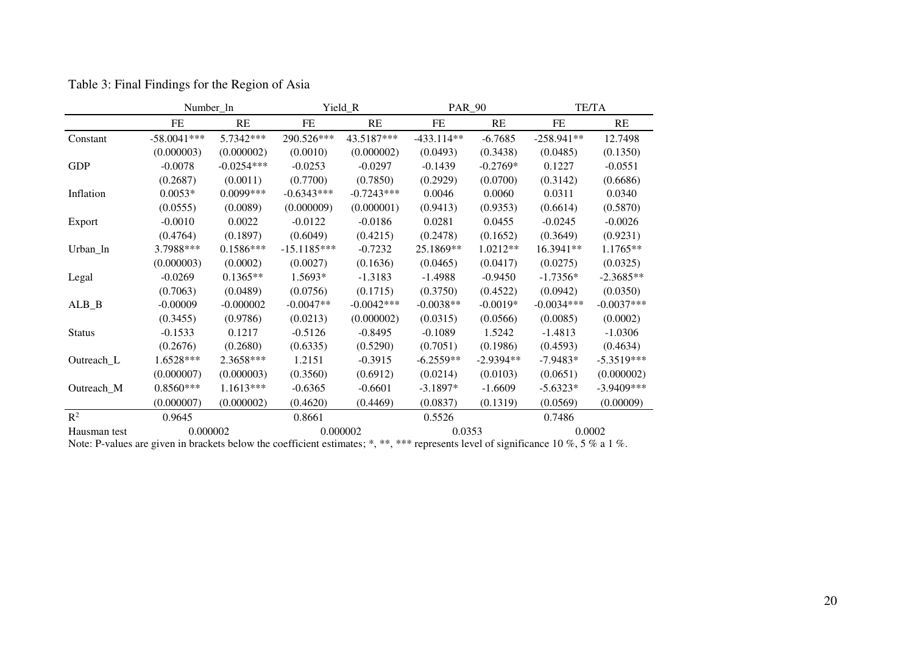Table 3: Final Findings for the Region of Asia

| | Number_ln | | Yield_R | | PAR_90 | | TE/TA | |
|---|---|---|---|---|---|---|---|---|
| | FE | RE | FE | RE | FE | RE | FE | RE |
| Constant | -58.0041*** | 5.7342*** | 290.526*** | 43.5187*** | -433.114** | -6.7685 | -258.941** | 12.7498 |
| | (0.000003) | (0.000002) | (0.0010) | (0.000002) | (0.0493) | (0.3438) | (0.0485) | (0.1350) |
| GDP | -0.0078 | -0.0254*** | -0.0253 | -0.0297 | -0.1439 | -0.2769* | 0.1227 | -0.0551 |
| | (0.2687) | (0.0011) | (0.7700) | (0.7850) | (0.2929) | (0.0700) | (0.3142) | (0.6686) |
| Inflation | 0.0053* | 0.0099*** | -0.6343*** | -0.7243*** | 0.0046 | 0.0060 | 0.0311 | 0.0340 |
| | (0.0555) | (0.0089) | (0.000009) | (0.000001) | (0.9413) | (0.9353) | (0.6614) | (0.5870) |
| Export | -0.0010 | 0.0022 | -0.0122 | -0.0186 | 0.0281 | 0.0455 | -0.0245 | -0.0026 |
| | (0.4764) | (0.1897) | (0.6049) | (0.4215) | (0.2478) | (0.1652) | (0.3649) | (0.9231) |
| Urban_ln | 3.7988*** | 0.1586*** | -15.1185*** | -0.7232 | 25.1869** | 1.0212** | 16.3941** | 1.1765** |
| | (0.000003) | (0.0002) | (0.0027) | (0.1636) | (0.0465) | (0.0417) | (0.0275) | (0.0325) |
| Legal | -0.0269 | 0.1365** | 1.5693* | -1.3183 | -1.4988 | -0.9450 | -1.7356* | -2.3685** |
| | (0.7063) | (0.0489) | (0.0756) | (0.1715) | (0.3750) | (0.4522) | (0.0942) | (0.0350) |
| ALB_B | -0.00009 | -0.000002 | -0.0047** | -0.0042*** | -0.0038** | -0.0019* | -0.0034*** | -0.0037*** |
| | (0.3455) | (0.9786) | (0.0213) | (0.000002) | (0.0315) | (0.0566) | (0.0085) | (0.0002) |
| Status | -0.1533 | 0.1217 | -0.5126 | -0.8495 | -0.1089 | 1.5242 | -1.4813 | -1.0306 |
| | (0.2676) | (0.2680) | (0.6335) | (0.5290) | (0.7051) | (0.1986) | (0.4593) | (0.4634) |
| Outreach_L | 1.6528*** | 2.3658*** | 1.2151 | -0.3915 | -6.2559** | -2.9394** | -7.9483* | -5.3519*** |
| | (0.000007) | (0.000003) | (0.3560) | (0.6912) | (0.0214) | (0.0103) | (0.0651) | (0.000002) |
| Outreach_M | 0.8560*** | 1.1613*** | -0.6365 | -0.6601 | -3.1897* | -1.6609 | -5.6323* | -3.9409*** |
| | (0.000007) | (0.000002) | (0.4620) | (0.4469) | (0.0837) | (0.1319) | (0.0569) | (0.00009) |
| $R^2$ | 0.9645 | | 0.8661 | | 0.5526 | | 0.7486 | |
| Hausman test | 0.000002 | | 0.000002 | | 0.0353 | | 0.0002 | |

Note: P-values are given in brackets below the coefficient estimates; *, **, *** represents level of significance 10 %, 5 % a 1 %.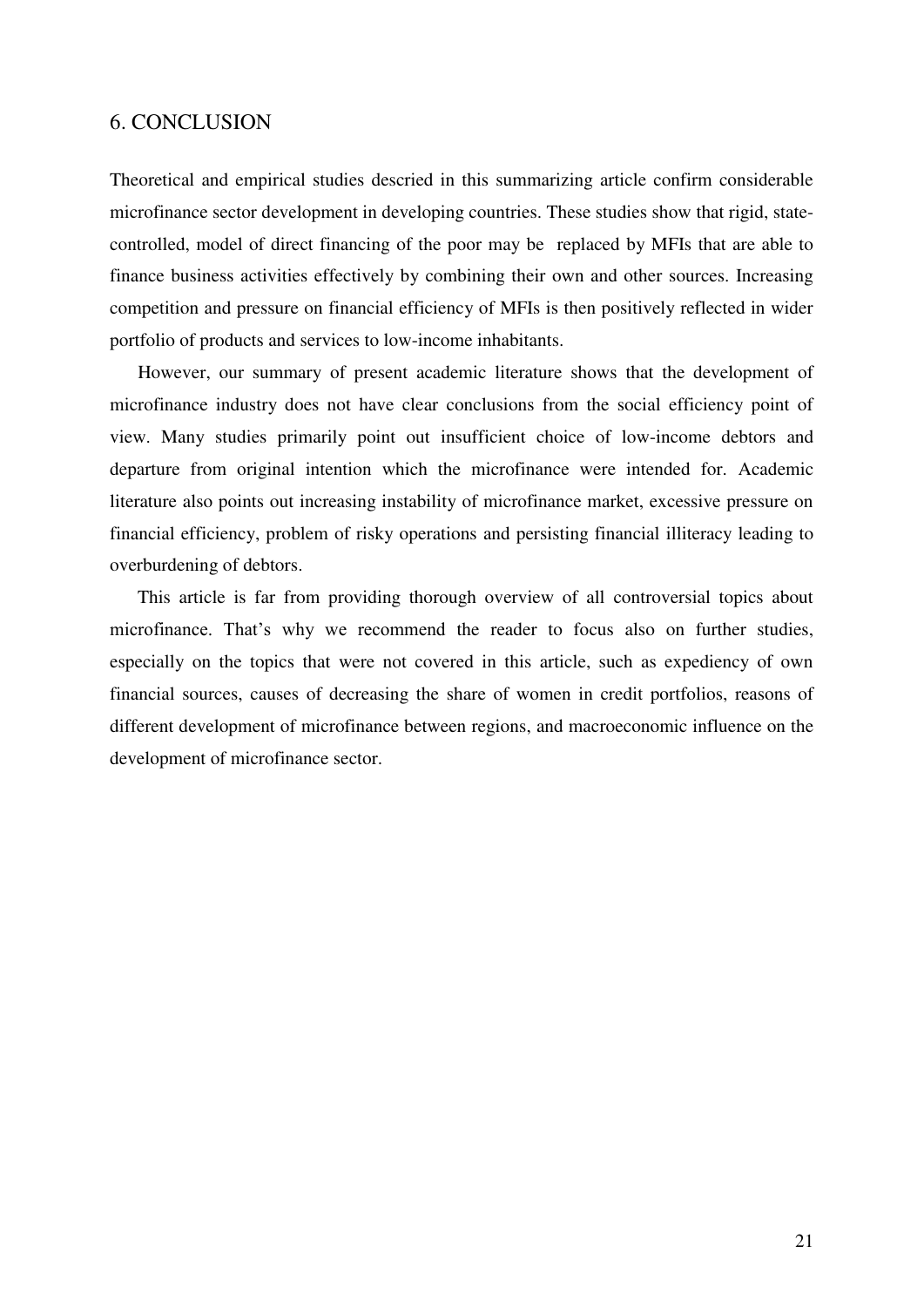## 6. CONCLUSION

Theoretical and empirical studies descried in this summarizing article confirm considerable microfinance sector development in developing countries. These studies show that rigid, state-controlled, model of direct financing of the poor may be replaced by MFIs that are able to finance business activities effectively by combining their own and other sources. Increasing competition and pressure on financial efficiency of MFIs is then positively reflected in wider portfolio of products and services to low-income inhabitants.

However, our summary of present academic literature shows that the development of microfinance industry does not have clear conclusions from the social efficiency point of view. Many studies primarily point out insufficient choice of low-income debtors and departure from original intention which the microfinance were intended for. Academic literature also points out increasing instability of microfinance market, excessive pressure on financial efficiency, problem of risky operations and persisting financial illiteracy leading to overburdening of debtors.

This article is far from providing thorough overview of all controversial topics about microfinance. That's why we recommend the reader to focus also on further studies, especially on the topics that were not covered in this article, such as expediency of own financial sources, causes of decreasing the share of women in credit portfolios, reasons of different development of microfinance between regions, and macroeconomic influence on the development of microfinance sector.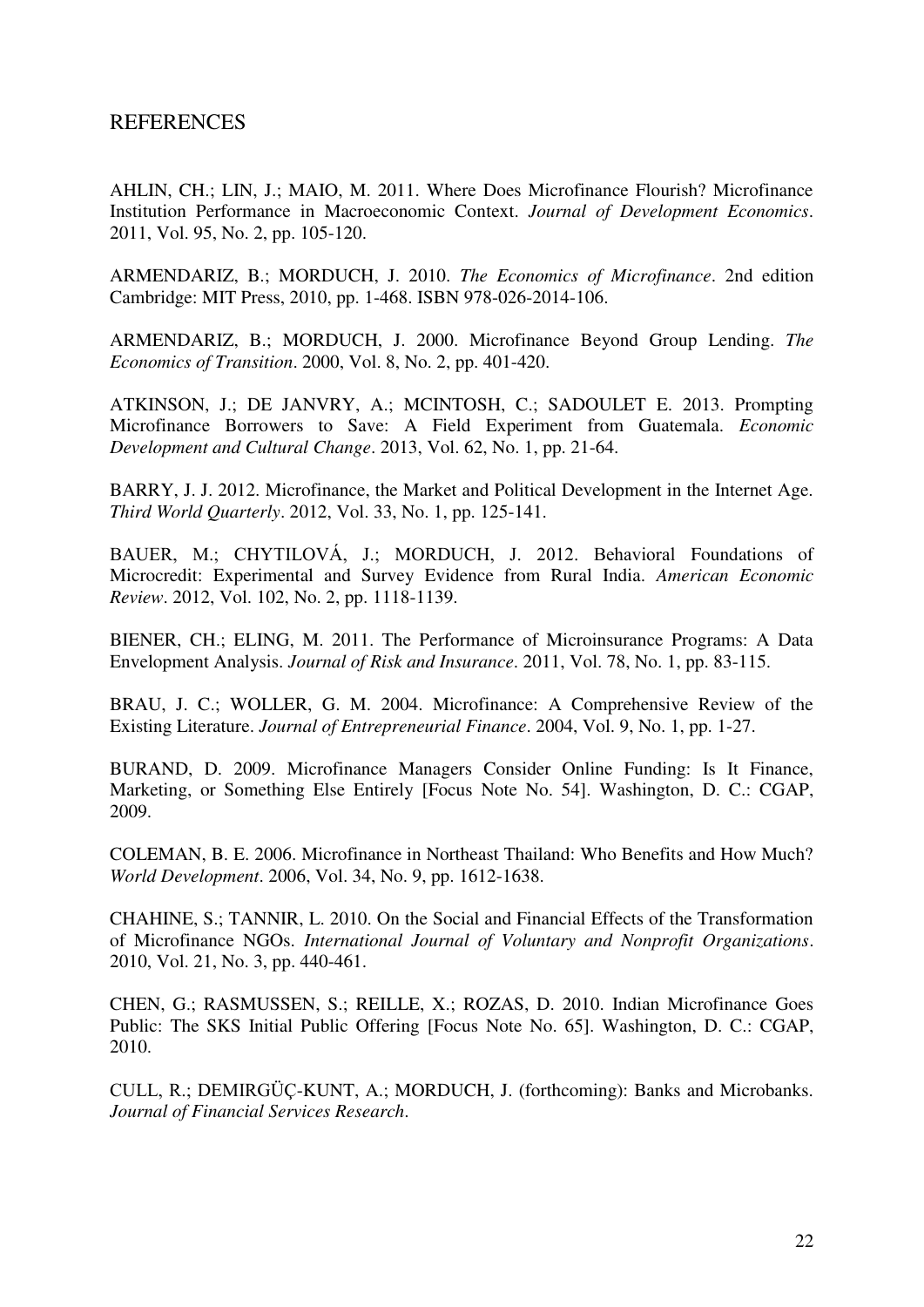## REFERENCES

AHLIN, CH.; LIN, J.; MAIO, M. 2011. Where Does Microfinance Flourish? Microfinance Institution Performance in Macroeconomic Context. *Journal of Development Economics*. 2011, Vol. 95, No. 2, pp. 105-120.

ARMENDARIZ, B.; MORDUCH, J. 2010. *The Economics of Microfinance*. 2nd edition Cambridge: MIT Press, 2010, pp. 1-468. ISBN 978-026-2014-106.

ARMENDARIZ, B.; MORDUCH, J. 2000. Microfinance Beyond Group Lending. *The Economics of Transition*. 2000, Vol. 8, No. 2, pp. 401-420.

ATKINSON, J.; DE JANVRY, A.; MCINTOSH, C.; SADOULET E. 2013. Prompting Microfinance Borrowers to Save: A Field Experiment from Guatemala. *Economic Development and Cultural Change*. 2013, Vol. 62, No. 1, pp. 21-64.

BARRY, J. J. 2012. Microfinance, the Market and Political Development in the Internet Age. *Third World Quarterly*. 2012, Vol. 33, No. 1, pp. 125-141.

BAUER, M.; CHYTILOVÁ, J.; MORDUCH, J. 2012. Behavioral Foundations of Microcredit: Experimental and Survey Evidence from Rural India. *American Economic Review*. 2012, Vol. 102, No. 2, pp. 1118-1139.

BIENER, CH.; ELING, M. 2011. The Performance of Microinsurance Programs: A Data Envelopment Analysis. *Journal of Risk and Insurance*. 2011, Vol. 78, No. 1, pp. 83-115.

BRAU, J. C.; WOLLER, G. M. 2004. Microfinance: A Comprehensive Review of the Existing Literature. *Journal of Entrepreneurial Finance*. 2004, Vol. 9, No. 1, pp. 1-27.

BURAND, D. 2009. Microfinance Managers Consider Online Funding: Is It Finance, Marketing, or Something Else Entirely [Focus Note No. 54]. Washington, D. C.: CGAP, 2009.

COLEMAN, B. E. 2006. Microfinance in Northeast Thailand: Who Benefits and How Much? *World Development*. 2006, Vol. 34, No. 9, pp. 1612-1638.

CHAHINE, S.; TANNIR, L. 2010. On the Social and Financial Effects of the Transformation of Microfinance NGOs. *International Journal of Voluntary and Nonprofit Organizations*. 2010, Vol. 21, No. 3, pp. 440-461.

CHEN, G.; RASMUSSEN, S.; REILLE, X.; ROZAS, D. 2010. Indian Microfinance Goes Public: The SKS Initial Public Offering [Focus Note No. 65]. Washington, D. C.: CGAP, 2010.

CULL, R.; DEMIRGÜÇ-KUNT, A.; MORDUCH, J. (forthcoming): Banks and Microbanks. *Journal of Financial Services Research*.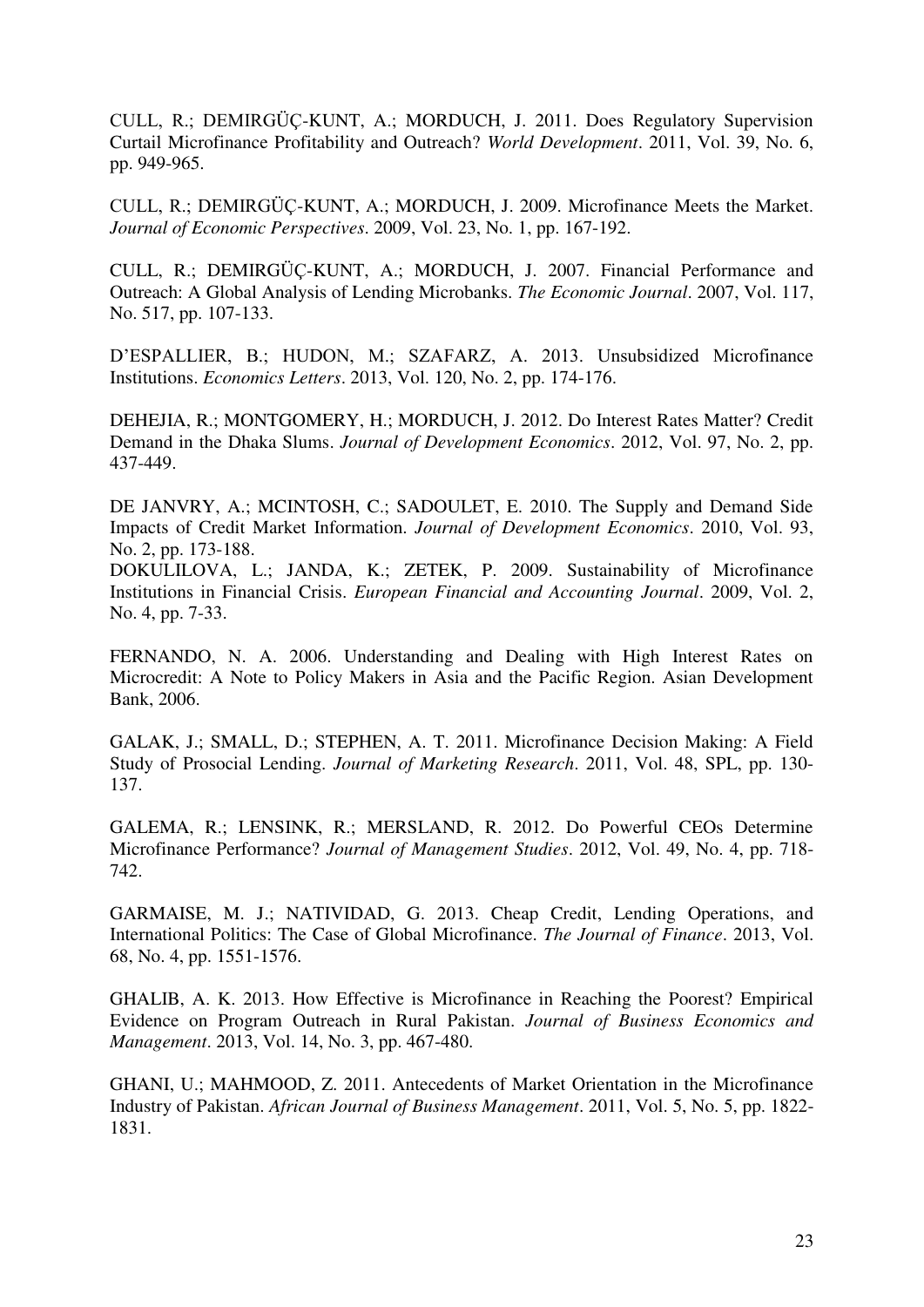CULL, R.; DEMIRGÜÇ-KUNT, A.; MORDUCH, J. 2011. Does Regulatory Supervision Curtail Microfinance Profitability and Outreach? *World Development*. 2011, Vol. 39, No. 6, pp. 949-965.

CULL, R.; DEMIRGÜÇ-KUNT, A.; MORDUCH, J. 2009. Microfinance Meets the Market. *Journal of Economic Perspectives*. 2009, Vol. 23, No. 1, pp. 167-192.

CULL, R.; DEMIRGÜÇ-KUNT, A.; MORDUCH, J. 2007. Financial Performance and Outreach: A Global Analysis of Lending Microbanks. *The Economic Journal*. 2007, Vol. 117, No. 517, pp. 107-133.

D'ESPALLIER, B.; HUDON, M.; SZAFARZ, A. 2013. Unsubsidized Microfinance Institutions. *Economics Letters*. 2013, Vol. 120, No. 2, pp. 174-176.

DEHEJIA, R.; MONTGOMERY, H.; MORDUCH, J. 2012. Do Interest Rates Matter? Credit Demand in the Dhaka Slums. *Journal of Development Economics*. 2012, Vol. 97, No. 2, pp. 437-449.

DE JANVRY, A.; MCINTOSH, C.; SADOULET, E. 2010. The Supply and Demand Side Impacts of Credit Market Information. *Journal of Development Economics*. 2010, Vol. 93, No. 2, pp. 173-188.

DOKULILOVA, L.; JANDA, K.; ZETEK, P. 2009. Sustainability of Microfinance Institutions in Financial Crisis. *European Financial and Accounting Journal*. 2009, Vol. 2, No. 4, pp. 7-33.

FERNANDO, N. A. 2006. Understanding and Dealing with High Interest Rates on Microcredit: A Note to Policy Makers in Asia and the Pacific Region. Asian Development Bank, 2006.

GALAK, J.; SMALL, D.; STEPHEN, A. T. 2011. Microfinance Decision Making: A Field Study of Prosocial Lending. *Journal of Marketing Research*. 2011, Vol. 48, SPL, pp. 130-137.

GALEMA, R.; LENSINK, R.; MERSLAND, R. 2012. Do Powerful CEOs Determine Microfinance Performance? *Journal of Management Studies*. 2012, Vol. 49, No. 4, pp. 718-742.

GARMAISE, M. J.; NATIVIDAD, G. 2013. Cheap Credit, Lending Operations, and International Politics: The Case of Global Microfinance. *The Journal of Finance*. 2013, Vol. 68, No. 4, pp. 1551-1576.

GHALIB, A. K. 2013. How Effective is Microfinance in Reaching the Poorest? Empirical Evidence on Program Outreach in Rural Pakistan. *Journal of Business Economics and Management*. 2013, Vol. 14, No. 3, pp. 467-480.

GHANI, U.; MAHMOOD, Z. 2011. Antecedents of Market Orientation in the Microfinance Industry of Pakistan. *African Journal of Business Management*. 2011, Vol. 5, No. 5, pp. 1822-1831.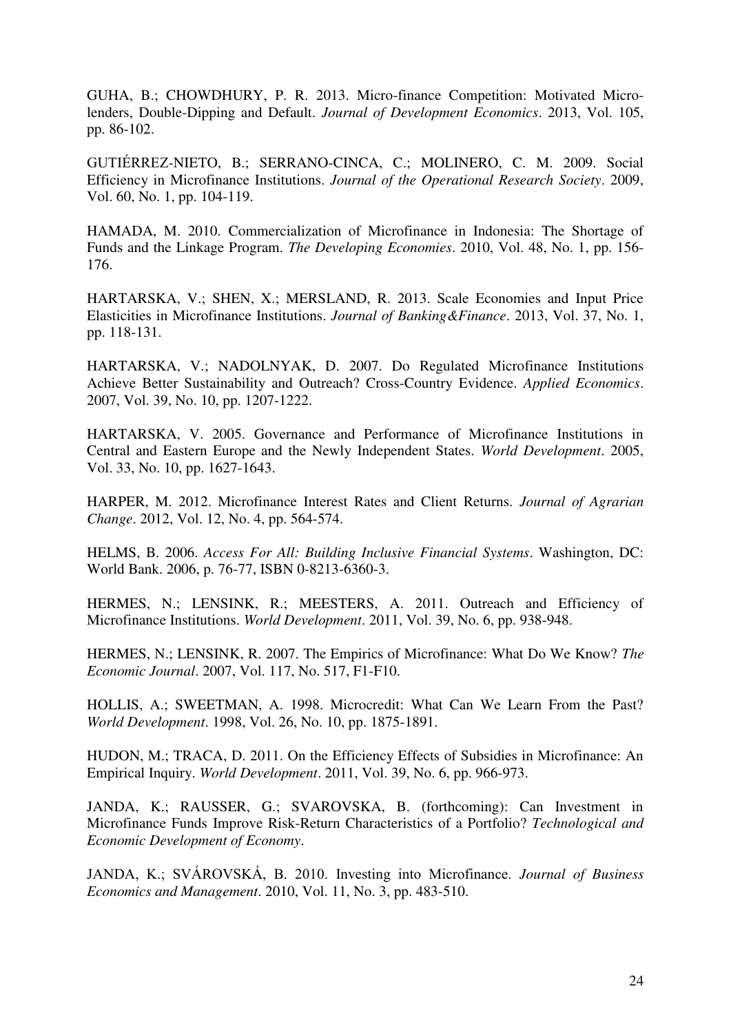GUHA, B.; CHOWDHURY, P. R. 2013. Micro-finance Competition: Motivated Micro-lenders, Double-Dipping and Default. *Journal of Development Economics*. 2013, Vol. 105, pp. 86-102.

GUTIÉRREZ-NIETO, B.; SERRANO-CINCA, C.; MOLINERO, C. M. 2009. Social Efficiency in Microfinance Institutions. *Journal of the Operational Research Society*. 2009, Vol. 60, No. 1, pp. 104-119.

HAMADA, M. 2010. Commercialization of Microfinance in Indonesia: The Shortage of Funds and the Linkage Program. *The Developing Economies*. 2010, Vol. 48, No. 1, pp. 156-176.

HARTARSKA, V.; SHEN, X.; MERSLAND, R. 2013. Scale Economies and Input Price Elasticities in Microfinance Institutions. *Journal of Banking&Finance*. 2013, Vol. 37, No. 1, pp. 118-131.

HARTARSKA, V.; NADOLNYAK, D. 2007. Do Regulated Microfinance Institutions Achieve Better Sustainability and Outreach? Cross-Country Evidence. *Applied Economics*. 2007, Vol. 39, No. 10, pp. 1207-1222.

HARTARSKA, V. 2005. Governance and Performance of Microfinance Institutions in Central and Eastern Europe and the Newly Independent States. *World Development*. 2005, Vol. 33, No. 10, pp. 1627-1643.

HARPER, M. 2012. Microfinance Interest Rates and Client Returns. *Journal of Agrarian Change*. 2012, Vol. 12, No. 4, pp. 564-574.

HELMS, B. 2006. *Access For All: Building Inclusive Financial Systems*. Washington, DC: World Bank. 2006, p. 76-77, ISBN 0-8213-6360-3.

HERMES, N.; LENSINK, R.; MEESTERS, A. 2011. Outreach and Efficiency of Microfinance Institutions. *World Development*. 2011, Vol. 39, No. 6, pp. 938-948.

HERMES, N.; LENSINK, R. 2007. The Empirics of Microfinance: What Do We Know? *The Economic Journal*. 2007, Vol. 117, No. 517, F1-F10.

HOLLIS, A.; SWEETMAN, A. 1998. Microcredit: What Can We Learn From the Past? *World Development*. 1998, Vol. 26, No. 10, pp. 1875-1891.

HUDON, M.; TRACA, D. 2011. On the Efficiency Effects of Subsidies in Microfinance: An Empirical Inquiry. *World Development*. 2011, Vol. 39, No. 6, pp. 966-973.

JANDA, K.; RAUSSER, G.; SVAROVSKA, B. (forthcoming): Can Investment in Microfinance Funds Improve Risk-Return Characteristics of a Portfolio? *Technological and Economic Development of Economy*.

JANDA, K.; SVÁROVSKÁ, B. 2010. Investing into Microfinance. *Journal of Business Economics and Management*. 2010, Vol. 11, No. 3, pp. 483-510.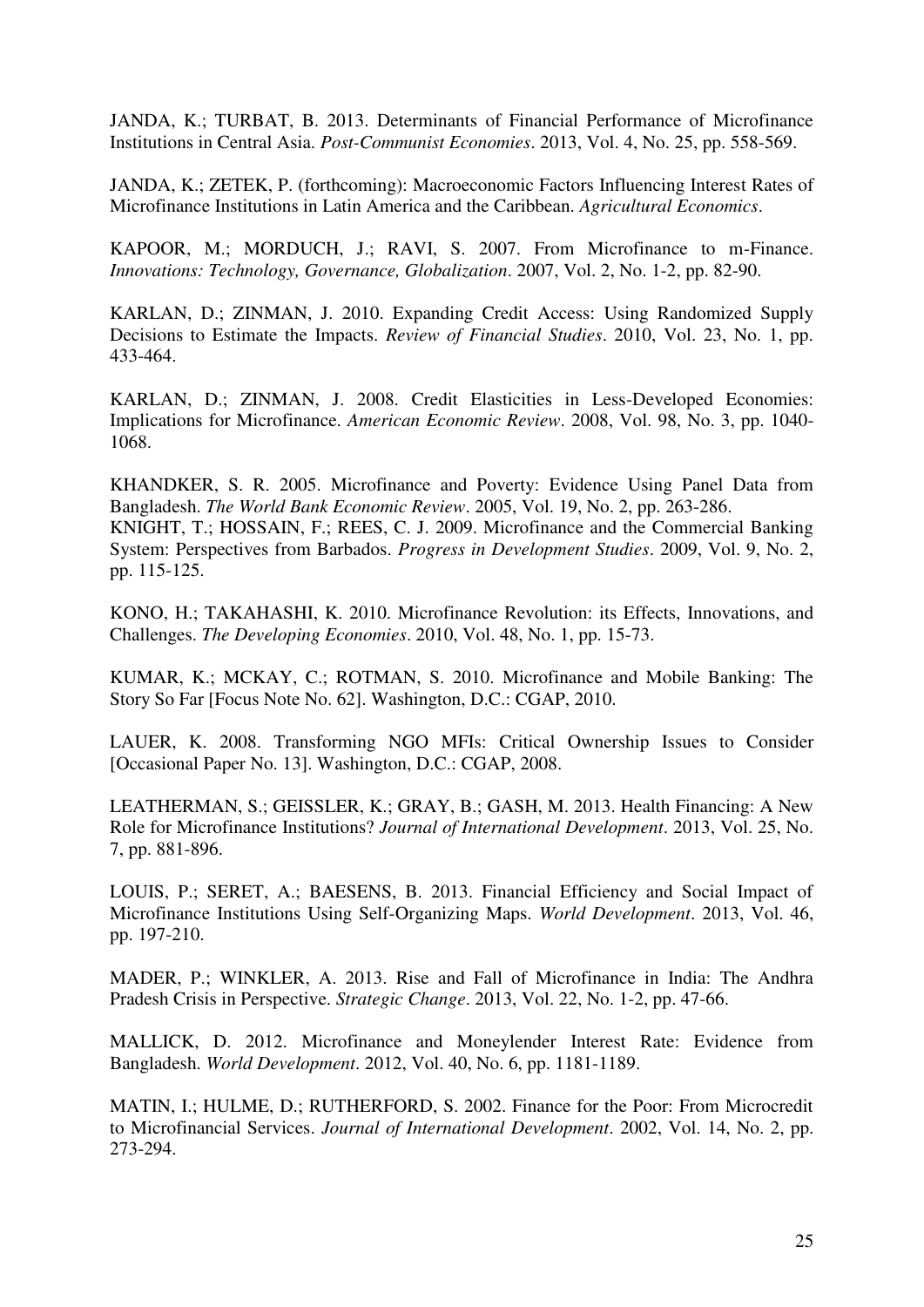JANDA, K.; TURBAT, B. 2013. Determinants of Financial Performance of Microfinance Institutions in Central Asia. *Post-Communist Economies*. 2013, Vol. 4, No. 25, pp. 558-569.

JANDA, K.; ZETEK, P. (forthcoming): Macroeconomic Factors Influencing Interest Rates of Microfinance Institutions in Latin America and the Caribbean. *Agricultural Economics*.

KAPOOR, M.; MORDUCH, J.; RAVI, S. 2007. From Microfinance to m-Finance. *Innovations: Technology, Governance, Globalization*. 2007, Vol. 2, No. 1-2, pp. 82-90.

KARLAN, D.; ZINMAN, J. 2010. Expanding Credit Access: Using Randomized Supply Decisions to Estimate the Impacts. *Review of Financial Studies*. 2010, Vol. 23, No. 1, pp. 433-464.

KARLAN, D.; ZINMAN, J. 2008. Credit Elasticities in Less-Developed Economies: Implications for Microfinance. *American Economic Review*. 2008, Vol. 98, No. 3, pp. 1040-1068.

KHANDKER, S. R. 2005. Microfinance and Poverty: Evidence Using Panel Data from Bangladesh. *The World Bank Economic Review*. 2005, Vol. 19, No. 2, pp. 263-286.

KNIGHT, T.; HOSSAIN, F.; REES, C. J. 2009. Microfinance and the Commercial Banking System: Perspectives from Barbados. *Progress in Development Studies*. 2009, Vol. 9, No. 2, pp. 115-125.

KONO, H.; TAKAHASHI, K. 2010. Microfinance Revolution: its Effects, Innovations, and Challenges. *The Developing Economies*. 2010, Vol. 48, No. 1, pp. 15-73.

KUMAR, K.; MCKAY, C.; ROTMAN, S. 2010. Microfinance and Mobile Banking: The Story So Far [Focus Note No. 62]. Washington, D.C.: CGAP, 2010.

LAUER, K. 2008. Transforming NGO MFIs: Critical Ownership Issues to Consider [Occasional Paper No. 13]. Washington, D.C.: CGAP, 2008.

LEATHERMAN, S.; GEISSLER, K.; GRAY, B.; GASH, M. 2013. Health Financing: A New Role for Microfinance Institutions? *Journal of International Development*. 2013, Vol. 25, No. 7, pp. 881-896.

LOUIS, P.; SERET, A.; BAESENS, B. 2013. Financial Efficiency and Social Impact of Microfinance Institutions Using Self-Organizing Maps. *World Development*. 2013, Vol. 46, pp. 197-210.

MADER, P.; WINKLER, A. 2013. Rise and Fall of Microfinance in India: The Andhra Pradesh Crisis in Perspective. *Strategic Change*. 2013, Vol. 22, No. 1-2, pp. 47-66.

MALLICK, D. 2012. Microfinance and Moneylender Interest Rate: Evidence from Bangladesh. *World Development*. 2012, Vol. 40, No. 6, pp. 1181-1189.

MATIN, I.; HULME, D.; RUTHERFORD, S. 2002. Finance for the Poor: From Microcredit to Microfinancial Services. *Journal of International Development*. 2002, Vol. 14, No. 2, pp. 273-294.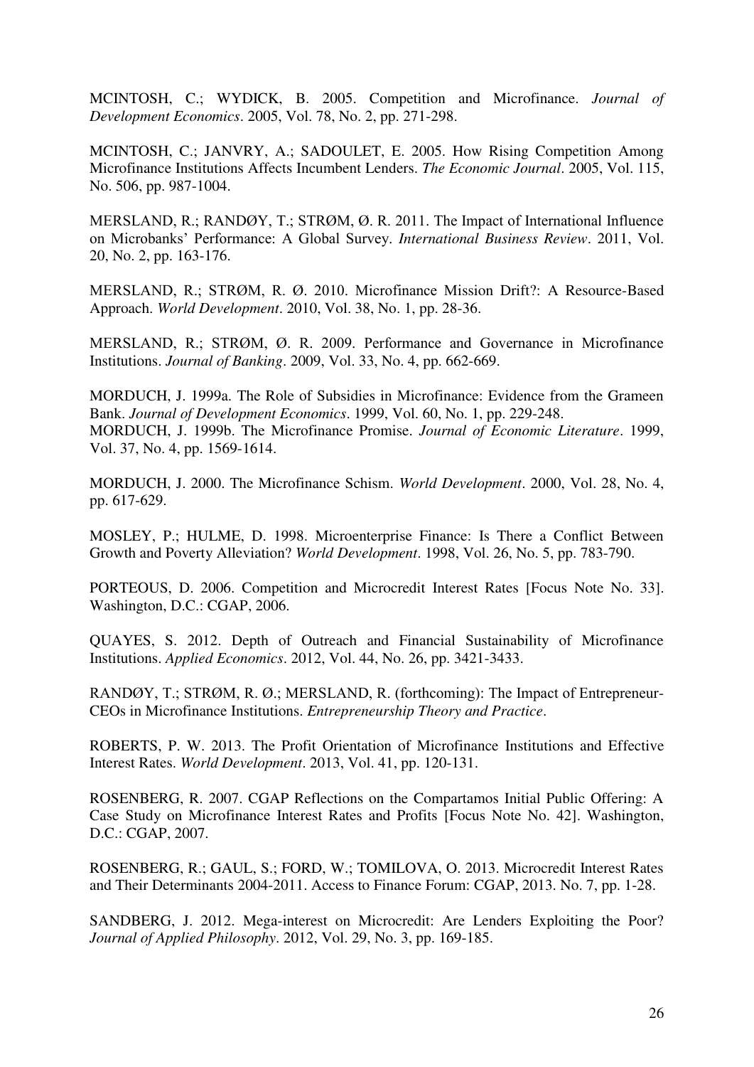MCINTOSH, C.; WYDICK, B. 2005. Competition and Microfinance. *Journal of Development Economics*. 2005, Vol. 78, No. 2, pp. 271-298.

MCINTOSH, C.; JANVRY, A.; SADOULET, E. 2005. How Rising Competition Among Microfinance Institutions Affects Incumbent Lenders. *The Economic Journal*. 2005, Vol. 115, No. 506, pp. 987-1004.

MERSLAND, R.; RANDØY, T.; STRØM, Ø. R. 2011. The Impact of International Influence on Microbanks' Performance: A Global Survey. *International Business Review*. 2011, Vol. 20, No. 2, pp. 163-176.

MERSLAND, R.; STRØM, R. Ø. 2010. Microfinance Mission Drift?: A Resource-Based Approach. *World Development*. 2010, Vol. 38, No. 1, pp. 28-36.

MERSLAND, R.; STRØM, Ø. R. 2009. Performance and Governance in Microfinance Institutions. *Journal of Banking*. 2009, Vol. 33, No. 4, pp. 662-669.

MORDUCH, J. 1999a. The Role of Subsidies in Microfinance: Evidence from the Grameen Bank. *Journal of Development Economics*. 1999, Vol. 60, No. 1, pp. 229-248.
MORDUCH, J. 1999b. The Microfinance Promise. *Journal of Economic Literature*. 1999, Vol. 37, No. 4, pp. 1569-1614.

MORDUCH, J. 2000. The Microfinance Schism. *World Development*. 2000, Vol. 28, No. 4, pp. 617-629.

MOSLEY, P.; HULME, D. 1998. Microenterprise Finance: Is There a Conflict Between Growth and Poverty Alleviation? *World Development*. 1998, Vol. 26, No. 5, pp. 783-790.

PORTEOUS, D. 2006. Competition and Microcredit Interest Rates [Focus Note No. 33]. Washington, D.C.: CGAP, 2006.

QUAYES, S. 2012. Depth of Outreach and Financial Sustainability of Microfinance Institutions. *Applied Economics*. 2012, Vol. 44, No. 26, pp. 3421-3433.

RANDØY, T.; STRØM, R. Ø.; MERSLAND, R. (forthcoming): The Impact of Entrepreneur-CEOs in Microfinance Institutions. *Entrepreneurship Theory and Practice*.

ROBERTS, P. W. 2013. The Profit Orientation of Microfinance Institutions and Effective Interest Rates. *World Development*. 2013, Vol. 41, pp. 120-131.

ROSENBERG, R. 2007. CGAP Reflections on the Compartamos Initial Public Offering: A Case Study on Microfinance Interest Rates and Profits [Focus Note No. 42]. Washington, D.C.: CGAP, 2007.

ROSENBERG, R.; GAUL, S.; FORD, W.; TOMILOVA, O. 2013. Microcredit Interest Rates and Their Determinants 2004-2011. Access to Finance Forum: CGAP, 2013. No. 7, pp. 1-28.

SANDBERG, J. 2012. Mega-interest on Microcredit: Are Lenders Exploiting the Poor? *Journal of Applied Philosophy*. 2012, Vol. 29, No. 3, pp. 169-185.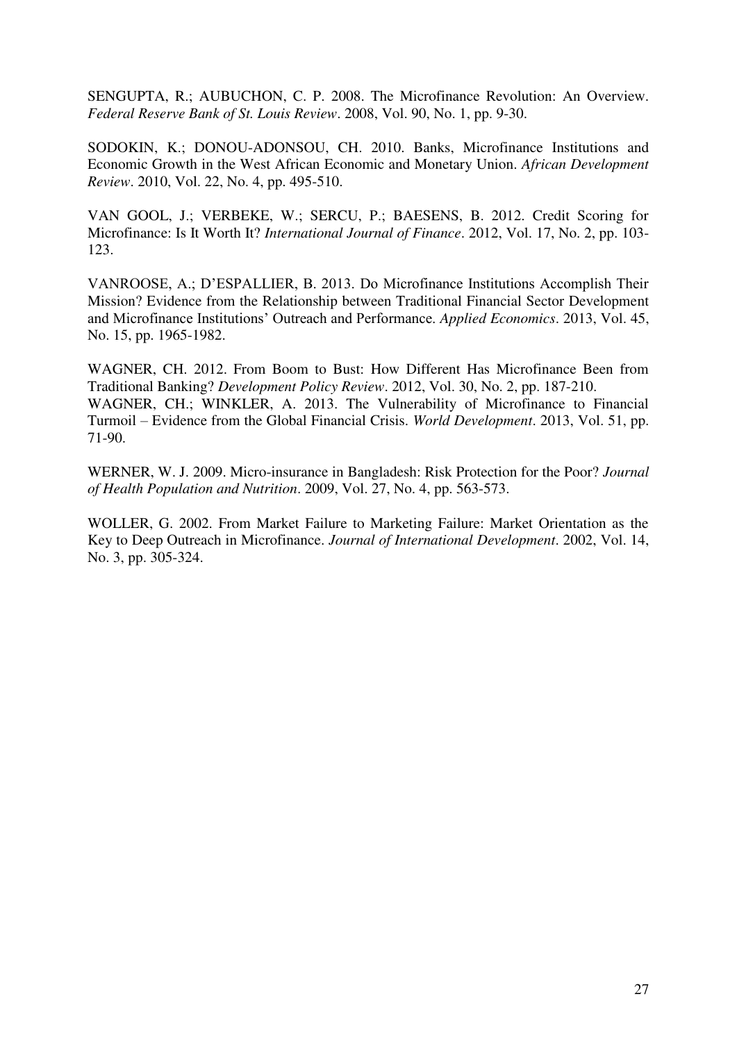SENGUPTA, R.; AUBUCHON, C. P. 2008. The Microfinance Revolution: An Overview. *Federal Reserve Bank of St. Louis Review*. 2008, Vol. 90, No. 1, pp. 9-30.

SODOKIN, K.; DONOU-ADONSOU, CH. 2010. Banks, Microfinance Institutions and Economic Growth in the West African Economic and Monetary Union. *African Development Review*. 2010, Vol. 22, No. 4, pp. 495-510.

VAN GOOL, J.; VERBEKE, W.; SERCU, P.; BAESENS, B. 2012. Credit Scoring for Microfinance: Is It Worth It? *International Journal of Finance*. 2012, Vol. 17, No. 2, pp. 103-123.

VANROOSE, A.; D'ESPALLIER, B. 2013. Do Microfinance Institutions Accomplish Their Mission? Evidence from the Relationship between Traditional Financial Sector Development and Microfinance Institutions' Outreach and Performance. *Applied Economics*. 2013, Vol. 45, No. 15, pp. 1965-1982.

WAGNER, CH. 2012. From Boom to Bust: How Different Has Microfinance Been from Traditional Banking? *Development Policy Review*. 2012, Vol. 30, No. 2, pp. 187-210.

WAGNER, CH.; WINKLER, A. 2013. The Vulnerability of Microfinance to Financial Turmoil – Evidence from the Global Financial Crisis. *World Development*. 2013, Vol. 51, pp. 71-90.

WERNER, W. J. 2009. Micro-insurance in Bangladesh: Risk Protection for the Poor? *Journal of Health Population and Nutrition*. 2009, Vol. 27, No. 4, pp. 563-573.

WOLLER, G. 2002. From Market Failure to Marketing Failure: Market Orientation as the Key to Deep Outreach in Microfinance. *Journal of International Development*. 2002, Vol. 14, No. 3, pp. 305-324.